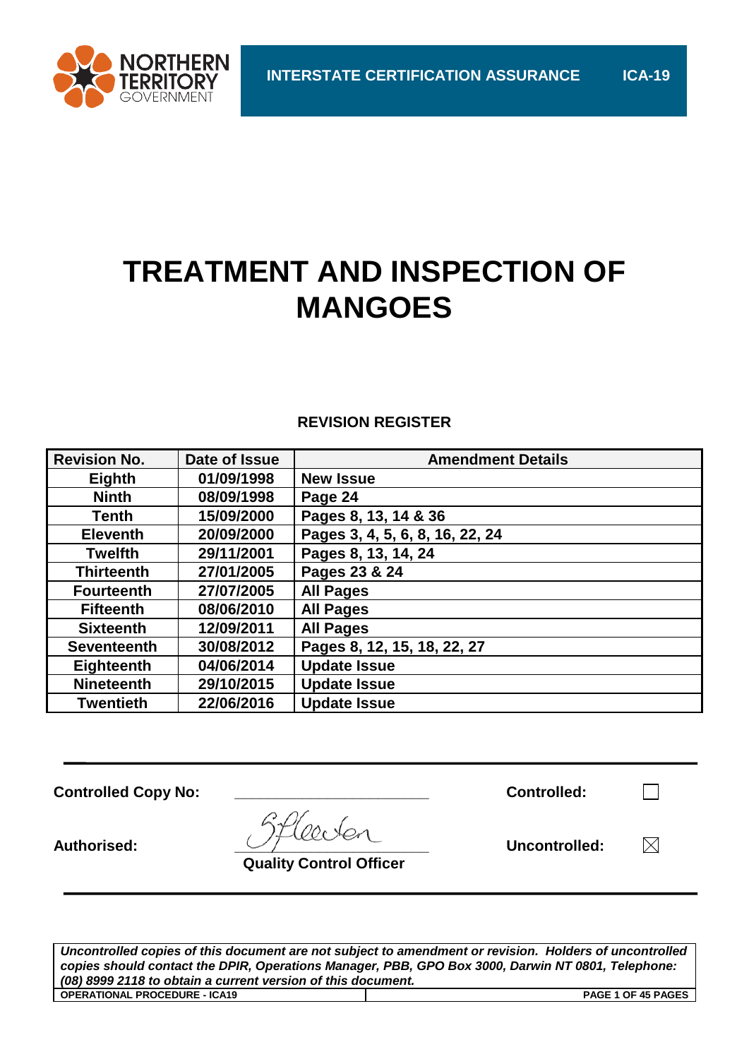NORTHERN TERRITORY GOVERNMENT

**INTERSTATE CERTIFICATION ASSURANCE** **ICA-19**

# TREATMENT AND INSPECTION OF MANGOES

## REVISION REGISTER

| Revision No. | Date of Issue | Amendment Details |
|---|---|---|
| Eighth | 01/09/1998 | New Issue |
| Ninth | 08/09/1998 | Page 24 |
| Tenth | 15/09/2000 | Pages 8, 13, 14 & 36 |
| Eleventh | 20/09/2000 | Pages 3, 4, 5, 6, 8, 16, 22, 24 |
| Twelfth | 29/11/2001 | Pages 8, 13, 14, 24 |
| Thirteenth | 27/01/2005 | Pages 23 & 24 |
| Fourteenth | 27/07/2005 | All Pages |
| Fifteenth | 08/06/2010 | All Pages |
| Sixteenth | 12/09/2011 | All Pages |
| Seventeenth | 30/08/2012 | Pages 8, 12, 15, 18, 22, 27 |
| Eighteenth | 04/06/2014 | Update Issue |
| Nineteenth | 29/10/2015 | Update Issue |
| Twentieth | 22/06/2016 | Update Issue |

**Controlled Copy No:** \_\_\_\_\_\_\_\_\_\_\_\_\_\_\_\_\_\_\_\_\_\_ **Controlled:** ☐

**Authorised:** (signature) **Quality Control Officer** **Uncontrolled:** ☒

*Uncontrolled copies of this document are not subject to amendment or revision. Holders of uncontrolled copies should contact the DPIR, Operations Manager, PBB, GPO Box 3000, Darwin NT 0801, Telephone: (08) 8999 2118 to obtain a current version of this document.*

**OPERATIONAL PROCEDURE - ICA19**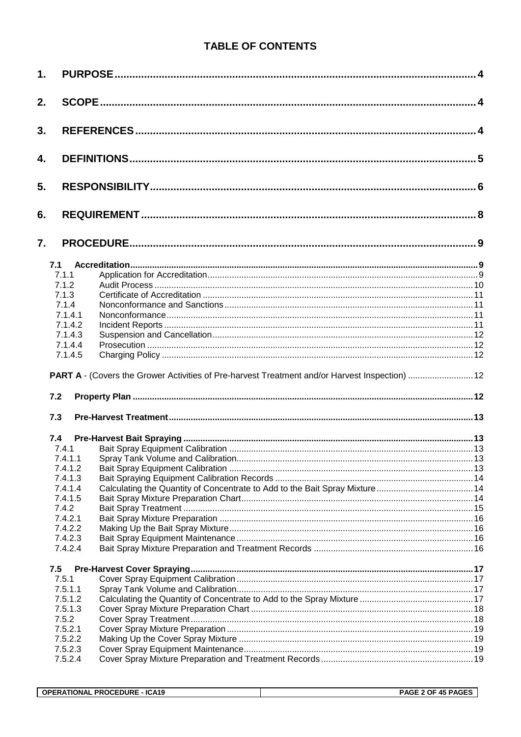# TABLE OF CONTENTS

| | | |
|---|---|---|
| **1.** | **PURPOSE** | **4** |
| **2.** | **SCOPE** | **4** |
| **3.** | **REFERENCES** | **4** |
| **4.** | **DEFINITIONS** | **5** |
| **5.** | **RESPONSIBILITY** | **6** |
| **6.** | **REQUIREMENT** | **8** |
| **7.** | **PROCEDURE** | **9** |
| **7.1** | **Accreditation** | **9** |
| 7.1.1 | Application for Accreditation | 9 |
| 7.1.2 | Audit Process | 10 |
| 7.1.3 | Certificate of Accreditation | 11 |
| 7.1.4 | Nonconformance and Sanctions | 11 |
| 7.1.4.1 | Nonconformance | 11 |
| 7.1.4.2 | Incident Reports | 11 |
| 7.1.4.3 | Suspension and Cancellation | 12 |
| 7.1.4.4 | Prosecution | 12 |
| 7.1.4.5 | Charging Policy | 12 |
| | **PART A** - (Covers the Grower Activities of Pre-harvest Treatment and/or Harvest Inspection) | 12 |
| **7.2** | **Property Plan** | **12** |
| **7.3** | **Pre-Harvest Treatment** | **13** |
| **7.4** | **Pre-Harvest Bait Spraying** | **13** |
| 7.4.1 | Bait Spray Equipment Calibration | 13 |
| 7.4.1.1 | Spray Tank Volume and Calibration | 13 |
| 7.4.1.2 | Bait Spray Equipment Calibration | 13 |
| 7.4.1.3 | Bait Spraying Equipment Calibration Records | 14 |
| 7.4.1.4 | Calculating the Quantity of Concentrate to Add to the Bait Spray Mixture | 14 |
| 7.4.1.5 | Bait Spray Mixture Preparation Chart | 14 |
| 7.4.2 | Bait Spray Treatment | 15 |
| 7.4.2.1 | Bait Spray Mixture Preparation | 16 |
| 7.4.2.2 | Making Up the Bait Spray Mixture | 16 |
| 7.4.2.3 | Bait Spray Equipment Maintenance | 16 |
| 7.4.2.4 | Bait Spray Mixture Preparation and Treatment Records | 16 |
| **7.5** | **Pre-Harvest Cover Spraying** | **17** |
| 7.5.1 | Cover Spray Equipment Calibration | 17 |
| 7.5.1.1 | Spray Tank Volume and Calibration | 17 |
| 7.5.1.2 | Calculating the Quantity of Concentrate to Add to the Spray Mixture | 17 |
| 7.5.1.3 | Cover Spray Mixture Preparation Chart | 18 |
| 7.5.2 | Cover Spray Treatment | 18 |
| 7.5.2.1 | Cover Spray Mixture Preparation | 19 |
| 7.5.2.2 | Making Up the Cover Spray Mixture | 19 |
| 7.5.2.3 | Cover Spray Equipment Maintenance | 19 |
| 7.5.2.4 | Cover Spray Mixture Preparation and Treatment Records | 19 |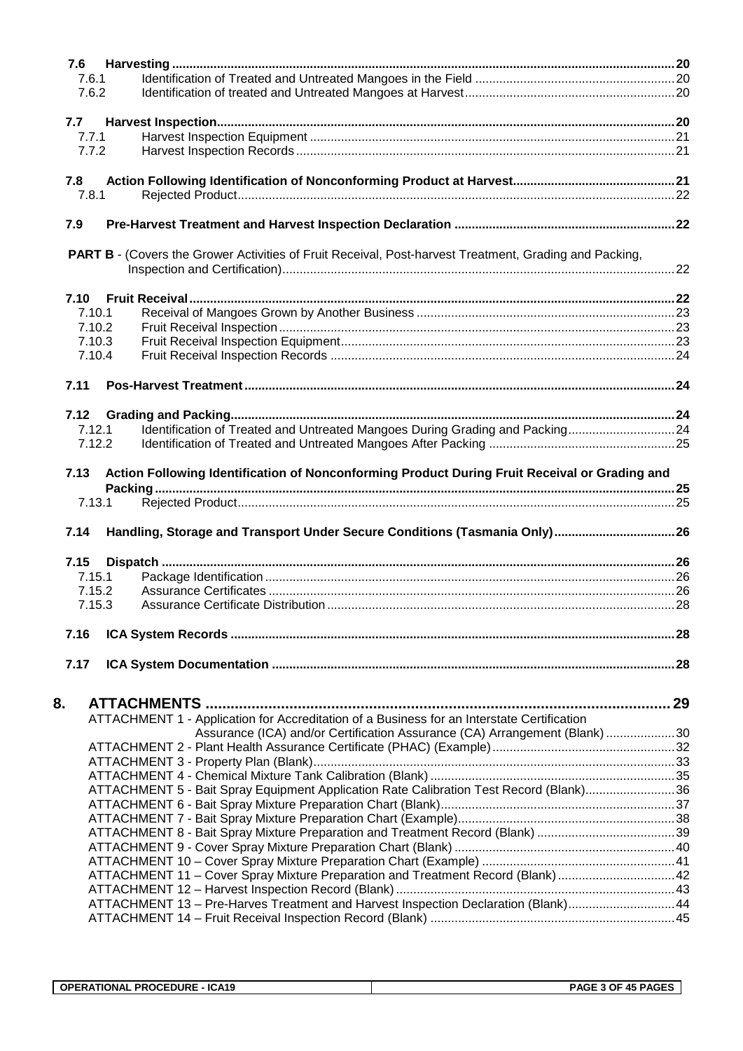**7.6 Harvesting** ..... 20

7.6.1 Identification of Treated and Untreated Mangoes in the Field ..... 20

7.6.2 Identification of treated and Untreated Mangoes at Harvest ..... 20

**7.7 Harvest Inspection** ..... 20

7.7.1 Harvest Inspection Equipment ..... 21

7.7.2 Harvest Inspection Records ..... 21

**7.8 Action Following Identification of Nonconforming Product at Harvest** ..... 21

7.8.1 Rejected Product ..... 22

**7.9 Pre-Harvest Treatment and Harvest Inspection Declaration** ..... 22

**PART B** - (Covers the Grower Activities of Fruit Receival, Post-harvest Treatment, Grading and Packing, Inspection and Certification) ..... 22

**7.10 Fruit Receival** ..... 22

7.10.1 Receival of Mangoes Grown by Another Business ..... 23

7.10.2 Fruit Receival Inspection ..... 23

7.10.3 Fruit Receival Inspection Equipment ..... 23

7.10.4 Fruit Receival Inspection Records ..... 24

**7.11 Pos-Harvest Treatment** ..... 24

**7.12 Grading and Packing** ..... 24

7.12.1 Identification of Treated and Untreated Mangoes During Grading and Packing ..... 24

7.12.2 Identification of Treated and Untreated Mangoes After Packing ..... 25

**7.13 Action Following Identification of Nonconforming Product During Fruit Receival or Grading and Packing** ..... 25

7.13.1 Rejected Product ..... 25

**7.14 Handling, Storage and Transport Under Secure Conditions (Tasmania Only)** ..... 26

**7.15 Dispatch** ..... 26

7.15.1 Package Identification ..... 26

7.15.2 Assurance Certificates ..... 26

7.15.3 Assurance Certificate Distribution ..... 28

**7.16 ICA System Records** ..... 28

**7.17 ICA System Documentation** ..... 28

**8. ATTACHMENTS** ..... 29

ATTACHMENT 1 - Application for Accreditation of a Business for an Interstate Certification Assurance (ICA) and/or Certification Assurance (CA) Arrangement (Blank) ..... 30

ATTACHMENT 2 - Plant Health Assurance Certificate (PHAC) (Example) ..... 32

ATTACHMENT 3 - Property Plan (Blank) ..... 33

ATTACHMENT 4 - Chemical Mixture Tank Calibration (Blank) ..... 35

ATTACHMENT 5 - Bait Spray Equipment Application Rate Calibration Test Record (Blank) ..... 36

ATTACHMENT 6 - Bait Spray Mixture Preparation Chart (Blank) ..... 37

ATTACHMENT 7 - Bait Spray Mixture Preparation Chart (Example) ..... 38

ATTACHMENT 8 - Bait Spray Mixture Preparation and Treatment Record (Blank) ..... 39

ATTACHMENT 9 - Cover Spray Mixture Preparation Chart (Blank) ..... 40

ATTACHMENT 10 – Cover Spray Mixture Preparation Chart (Example) ..... 41

ATTACHMENT 11 – Cover Spray Mixture Preparation and Treatment Record (Blank) ..... 42

ATTACHMENT 12 – Harvest Inspection Record (Blank) ..... 43

ATTACHMENT 13 – Pre-Harves Treatment and Harvest Inspection Declaration (Blank) ..... 44

ATTACHMENT 14 – Fruit Receival Inspection Record (Blank) ..... 45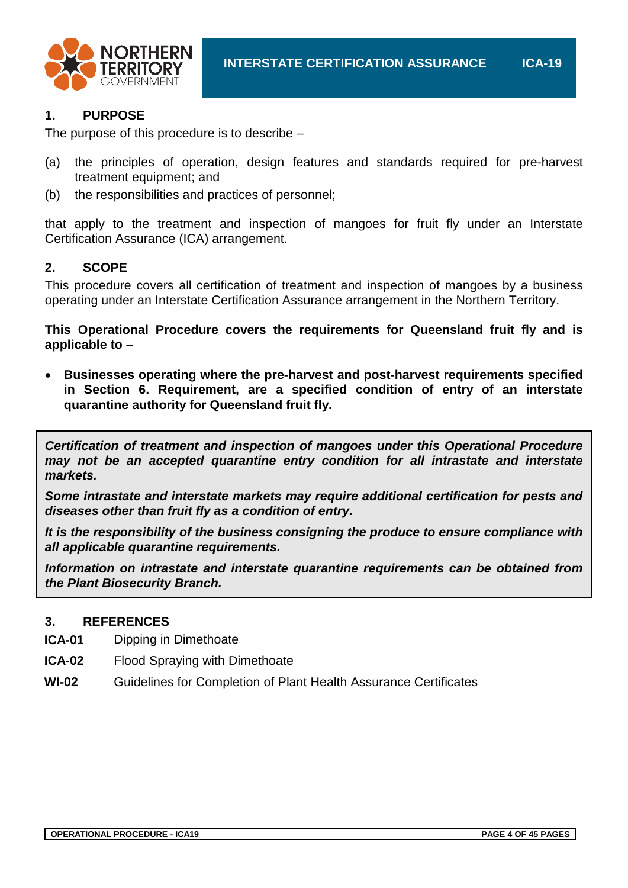## 1. PURPOSE

The purpose of this procedure is to describe –

(a) the principles of operation, design features and standards required for pre-harvest treatment equipment; and

(b) the responsibilities and practices of personnel;

that apply to the treatment and inspection of mangoes for fruit fly under an Interstate Certification Assurance (ICA) arrangement.

## 2. SCOPE

This procedure covers all certification of treatment and inspection of mangoes by a business operating under an Interstate Certification Assurance arrangement in the Northern Territory.

**This Operational Procedure covers the requirements for Queensland fruit fly and is applicable to –**

- **Businesses operating where the pre-harvest and post-harvest requirements specified in Section 6. Requirement, are a specified condition of entry of an interstate quarantine authority for Queensland fruit fly.**

> ***Certification of treatment and inspection of mangoes under this Operational Procedure may not be an accepted quarantine entry condition for all intrastate and interstate markets.***
>
> ***Some intrastate and interstate markets may require additional certification for pests and diseases other than fruit fly as a condition of entry.***
>
> ***It is the responsibility of the business consigning the produce to ensure compliance with all applicable quarantine requirements.***
>
> ***Information on intrastate and interstate quarantine requirements can be obtained from the Plant Biosecurity Branch.***

## 3. REFERENCES

**ICA-01** Dipping in Dimethoate

**ICA-02** Flood Spraying with Dimethoate

**WI-02** Guidelines for Completion of Plant Health Assurance Certificates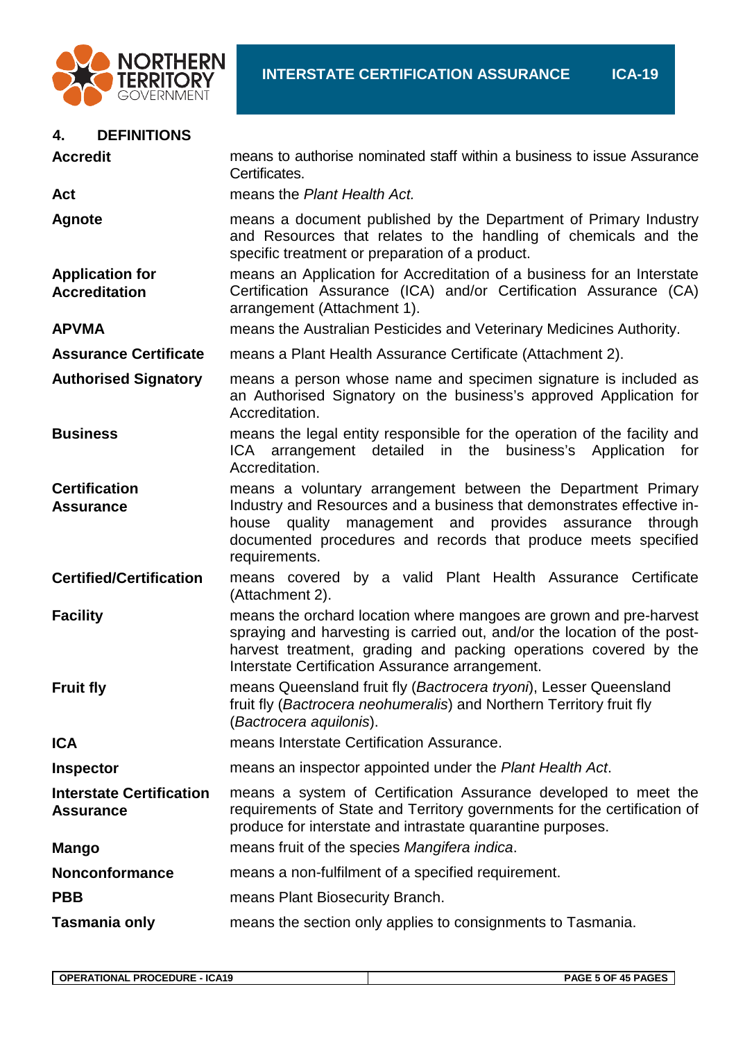## 4. DEFINITIONS

| | |
|---|---|
| **Accredit** | means to authorise nominated staff within a business to issue Assurance Certificates. |
| **Act** | means the *Plant Health Act.* |
| **Agnote** | means a document published by the Department of Primary Industry and Resources that relates to the handling of chemicals and the specific treatment or preparation of a product. |
| **Application for Accreditation** | means an Application for Accreditation of a business for an Interstate Certification Assurance (ICA) and/or Certification Assurance (CA) arrangement (Attachment 1). |
| **APVMA** | means the Australian Pesticides and Veterinary Medicines Authority. |
| **Assurance Certificate** | means a Plant Health Assurance Certificate (Attachment 2). |
| **Authorised Signatory** | means a person whose name and specimen signature is included as an Authorised Signatory on the business's approved Application for Accreditation. |
| **Business** | means the legal entity responsible for the operation of the facility and ICA arrangement detailed in the business's Application for Accreditation. |
| **Certification Assurance** | means a voluntary arrangement between the Department Primary Industry and Resources and a business that demonstrates effective in-house quality management and provides assurance through documented procedures and records that produce meets specified requirements. |
| **Certified/Certification** | means covered by a valid Plant Health Assurance Certificate (Attachment 2). |
| **Facility** | means the orchard location where mangoes are grown and pre-harvest spraying and harvesting is carried out, and/or the location of the post-harvest treatment, grading and packing operations covered by the Interstate Certification Assurance arrangement. |
| **Fruit fly** | means Queensland fruit fly (*Bactrocera tryoni*), Lesser Queensland fruit fly (*Bactrocera neohumeralis*) and Northern Territory fruit fly (*Bactrocera aquilonis*). |
| **ICA** | means Interstate Certification Assurance. |
| **Inspector** | means an inspector appointed under the *Plant Health Act*. |
| **Interstate Certification Assurance** | means a system of Certification Assurance developed to meet the requirements of State and Territory governments for the certification of produce for interstate and intrastate quarantine purposes. |
| **Mango** | means fruit of the species *Mangifera indica*. |
| **Nonconformance** | means a non-fulfilment of a specified requirement. |
| **PBB** | means Plant Biosecurity Branch. |
| **Tasmania only** | means the section only applies to consignments to Tasmania. |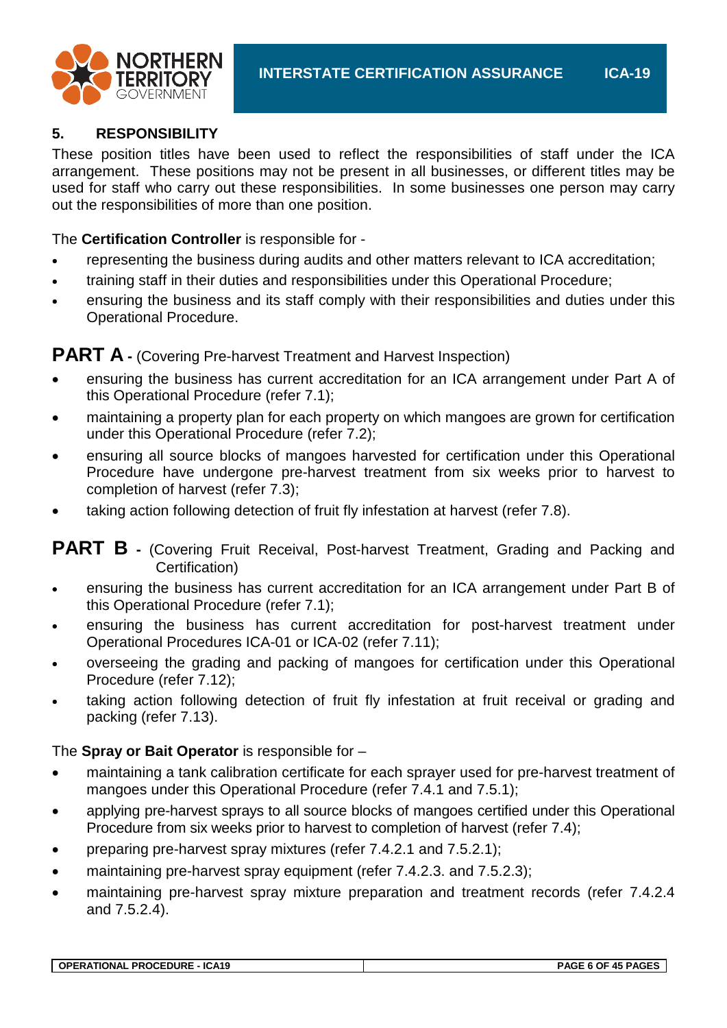## 5. RESPONSIBILITY

These position titles have been used to reflect the responsibilities of staff under the ICA arrangement. These positions may not be present in all businesses, or different titles may be used for staff who carry out these responsibilities. In some businesses one person may carry out the responsibilities of more than one position.

The **Certification Controller** is responsible for -

- representing the business during audits and other matters relevant to ICA accreditation;
- training staff in their duties and responsibilities under this Operational Procedure;
- ensuring the business and its staff comply with their responsibilities and duties under this Operational Procedure.

**PART A -** (Covering Pre-harvest Treatment and Harvest Inspection)

- ensuring the business has current accreditation for an ICA arrangement under Part A of this Operational Procedure (refer 7.1);
- maintaining a property plan for each property on which mangoes are grown for certification under this Operational Procedure (refer 7.2);
- ensuring all source blocks of mangoes harvested for certification under this Operational Procedure have undergone pre-harvest treatment from six weeks prior to harvest to completion of harvest (refer 7.3);
- taking action following detection of fruit fly infestation at harvest (refer 7.8).

**PART B -** (Covering Fruit Receival, Post-harvest Treatment, Grading and Packing and Certification)

- ensuring the business has current accreditation for an ICA arrangement under Part B of this Operational Procedure (refer 7.1);
- ensuring the business has current accreditation for post-harvest treatment under Operational Procedures ICA-01 or ICA-02 (refer 7.11);
- overseeing the grading and packing of mangoes for certification under this Operational Procedure (refer 7.12);
- taking action following detection of fruit fly infestation at fruit receival or grading and packing (refer 7.13).

The **Spray or Bait Operator** is responsible for –

- maintaining a tank calibration certificate for each sprayer used for pre-harvest treatment of mangoes under this Operational Procedure (refer 7.4.1 and 7.5.1);
- applying pre-harvest sprays to all source blocks of mangoes certified under this Operational Procedure from six weeks prior to harvest to completion of harvest (refer 7.4);
- preparing pre-harvest spray mixtures (refer 7.4.2.1 and 7.5.2.1);
- maintaining pre-harvest spray equipment (refer 7.4.2.3. and 7.5.2.3);
- maintaining pre-harvest spray mixture preparation and treatment records (refer 7.4.2.4 and 7.5.2.4).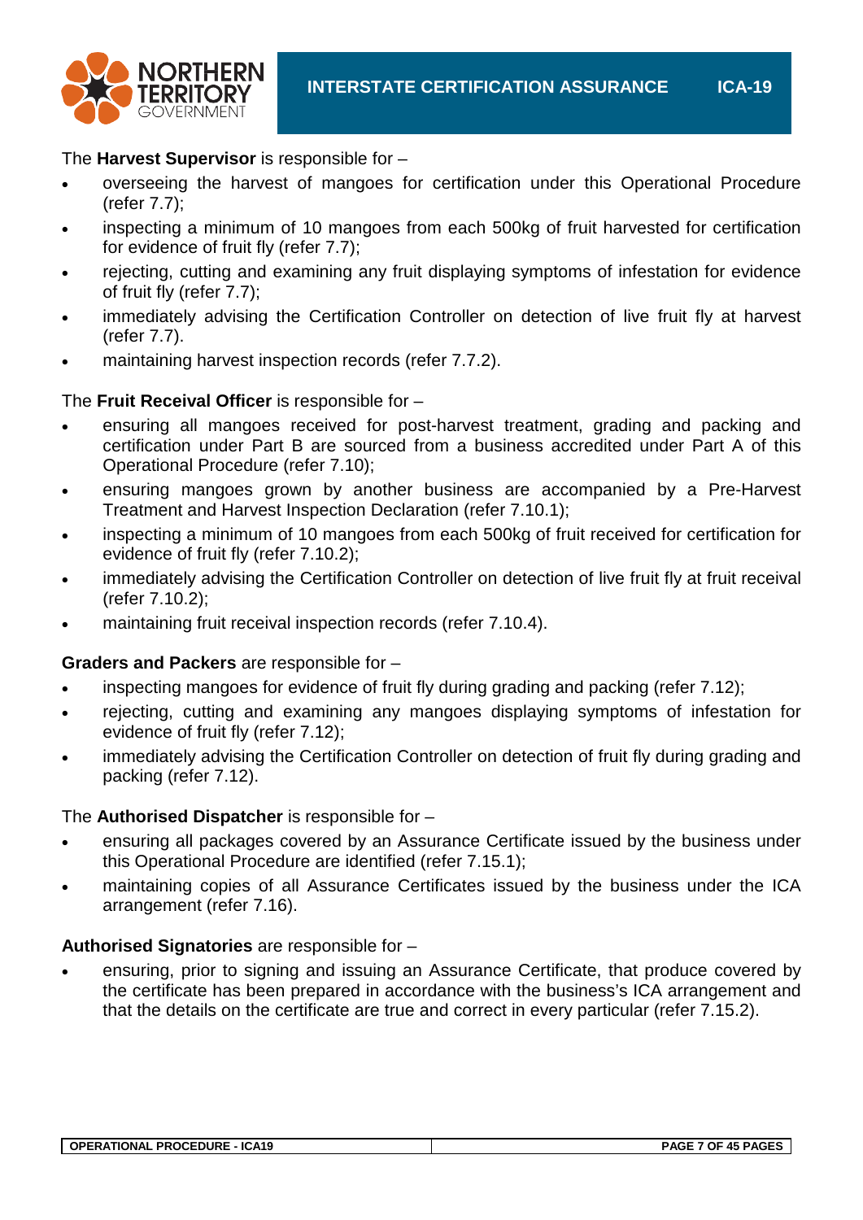The **Harvest Supervisor** is responsible for –

- overseeing the harvest of mangoes for certification under this Operational Procedure (refer 7.7);
- inspecting a minimum of 10 mangoes from each 500kg of fruit harvested for certification for evidence of fruit fly (refer 7.7);
- rejecting, cutting and examining any fruit displaying symptoms of infestation for evidence of fruit fly (refer 7.7);
- immediately advising the Certification Controller on detection of live fruit fly at harvest (refer 7.7).
- maintaining harvest inspection records (refer 7.7.2).

The **Fruit Receival Officer** is responsible for –

- ensuring all mangoes received for post-harvest treatment, grading and packing and certification under Part B are sourced from a business accredited under Part A of this Operational Procedure (refer 7.10);
- ensuring mangoes grown by another business are accompanied by a Pre-Harvest Treatment and Harvest Inspection Declaration (refer 7.10.1);
- inspecting a minimum of 10 mangoes from each 500kg of fruit received for certification for evidence of fruit fly (refer 7.10.2);
- immediately advising the Certification Controller on detection of live fruit fly at fruit receival (refer 7.10.2);
- maintaining fruit receival inspection records (refer 7.10.4).

**Graders and Packers** are responsible for –

- inspecting mangoes for evidence of fruit fly during grading and packing (refer 7.12);
- rejecting, cutting and examining any mangoes displaying symptoms of infestation for evidence of fruit fly (refer 7.12);
- immediately advising the Certification Controller on detection of fruit fly during grading and packing (refer 7.12).

The **Authorised Dispatcher** is responsible for –

- ensuring all packages covered by an Assurance Certificate issued by the business under this Operational Procedure are identified (refer 7.15.1);
- maintaining copies of all Assurance Certificates issued by the business under the ICA arrangement (refer 7.16).

**Authorised Signatories** are responsible for –

- ensuring, prior to signing and issuing an Assurance Certificate, that produce covered by the certificate has been prepared in accordance with the business's ICA arrangement and that the details on the certificate are true and correct in every particular (refer 7.15.2).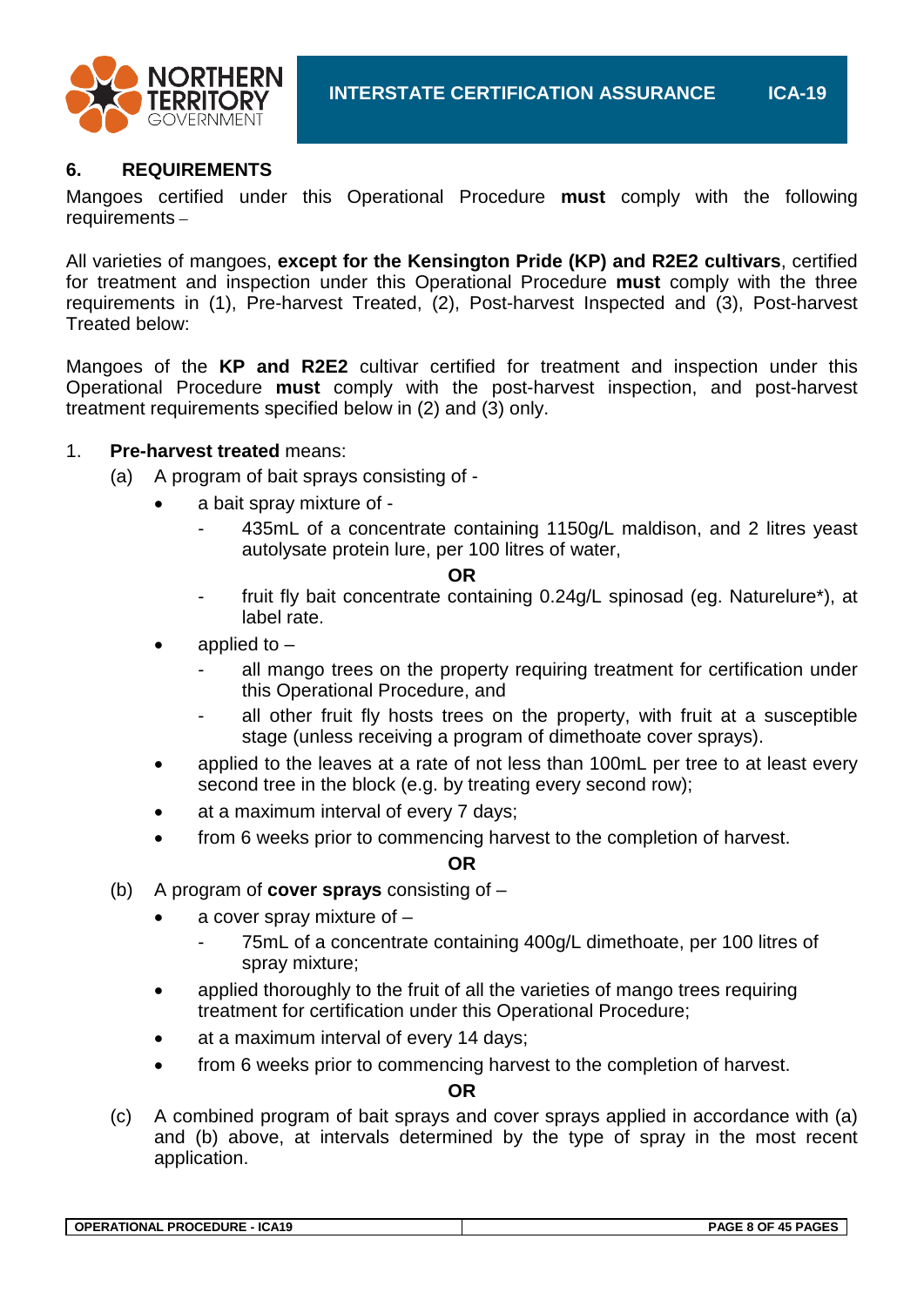## 6. REQUIREMENTS

Mangoes certified under this Operational Procedure **must** comply with the following requirements –

All varieties of mangoes, **except for the Kensington Pride (KP) and R2E2 cultivars**, certified for treatment and inspection under this Operational Procedure **must** comply with the three requirements in (1), Pre-harvest Treated, (2), Post-harvest Inspected and (3), Post-harvest Treated below:

Mangoes of the **KP and R2E2** cultivar certified for treatment and inspection under this Operational Procedure **must** comply with the post-harvest inspection, and post-harvest treatment requirements specified below in (2) and (3) only.

1. **Pre-harvest treated** means:
   - (a) A program of bait sprays consisting of -
     - a bait spray mixture of -
       - 435mL of a concentrate containing 1150g/L maldison, and 2 litres yeast autolysate protein lure, per 100 litres of water,

         **OR**
       - fruit fly bait concentrate containing 0.24g/L spinosad (eg. Naturelure*), at label rate.
     - applied to –
       - all mango trees on the property requiring treatment for certification under this Operational Procedure, and
       - all other fruit fly hosts trees on the property, with fruit at a susceptible stage (unless receiving a program of dimethoate cover sprays).
     - applied to the leaves at a rate of not less than 100mL per tree to at least every second tree in the block (e.g. by treating every second row);
     - at a maximum interval of every 7 days;
     - from 6 weeks prior to commencing harvest to the completion of harvest.

     **OR**
   - (b) A program of **cover sprays** consisting of –
     - a cover spray mixture of –
       - 75mL of a concentrate containing 400g/L dimethoate, per 100 litres of spray mixture;
     - applied thoroughly to the fruit of all the varieties of mango trees requiring treatment for certification under this Operational Procedure;
     - at a maximum interval of every 14 days;
     - from 6 weeks prior to commencing harvest to the completion of harvest.

     **OR**
   - (c) A combined program of bait sprays and cover sprays applied in accordance with (a) and (b) above, at intervals determined by the type of spray in the most recent application.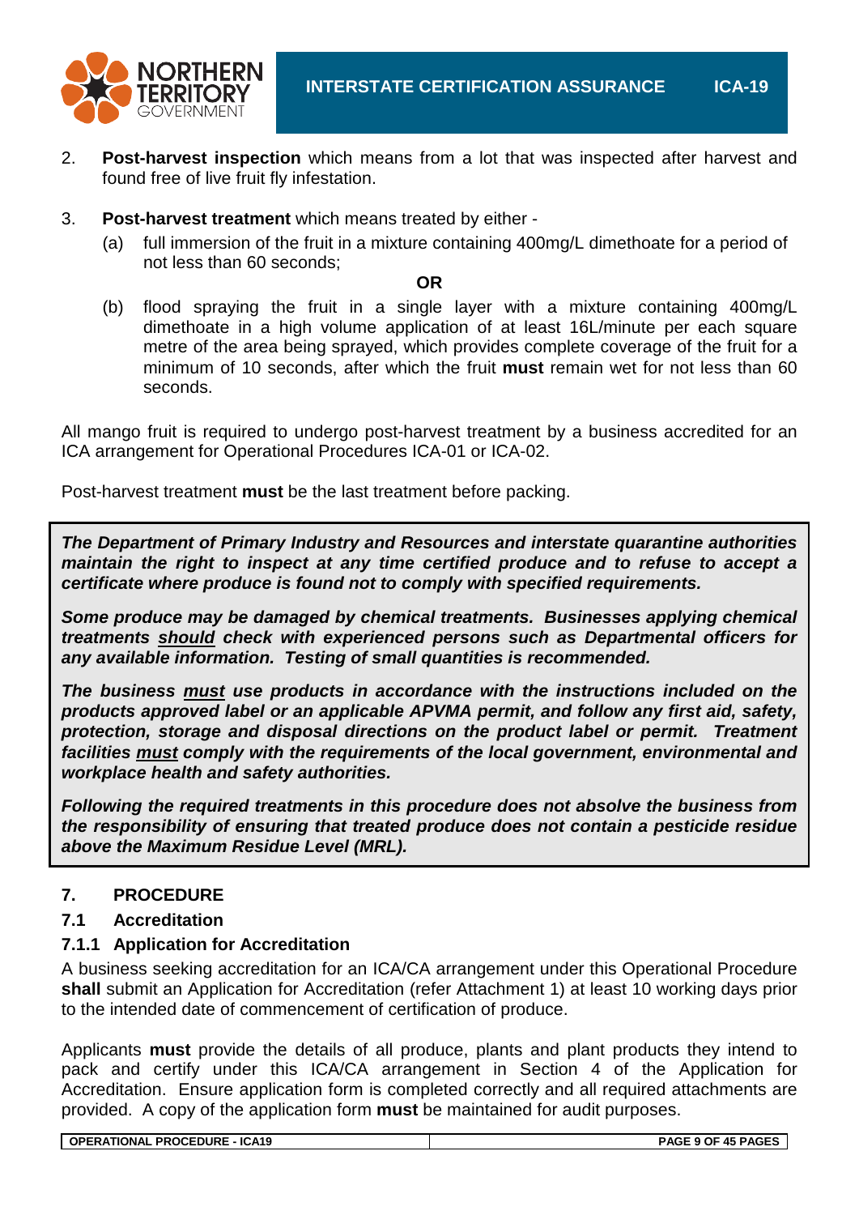2. **Post-harvest inspection** which means from a lot that was inspected after harvest and found free of live fruit fly infestation.

3. **Post-harvest treatment** which means treated by either -

   (a) full immersion of the fruit in a mixture containing 400mg/L dimethoate for a period of not less than 60 seconds;

   **OR**

   (b) flood spraying the fruit in a single layer with a mixture containing 400mg/L dimethoate in a high volume application of at least 16L/minute per each square metre of the area being sprayed, which provides complete coverage of the fruit for a minimum of 10 seconds, after which the fruit **must** remain wet for not less than 60 seconds.

All mango fruit is required to undergo post-harvest treatment by a business accredited for an ICA arrangement for Operational Procedures ICA-01 or ICA-02.

Post-harvest treatment **must** be the last treatment before packing.

***The Department of Primary Industry and Resources and interstate quarantine authorities maintain the right to inspect at any time certified produce and to refuse to accept a certificate where produce is found not to comply with specified requirements.***

***Some produce may be damaged by chemical treatments. Businesses applying chemical treatments <u>should</u> check with experienced persons such as Departmental officers for any available information. Testing of small quantities is recommended.***

***The business <u>must</u> use products in accordance with the instructions included on the products approved label or an applicable APVMA permit, and follow any first aid, safety, protection, storage and disposal directions on the product label or permit. Treatment facilities <u>must</u> comply with the requirements of the local government, environmental and workplace health and safety authorities.***

***Following the required treatments in this procedure does not absolve the business from the responsibility of ensuring that treated produce does not contain a pesticide residue above the Maximum Residue Level (MRL).***

## 7. PROCEDURE

### 7.1 Accreditation

#### 7.1.1 Application for Accreditation

A business seeking accreditation for an ICA/CA arrangement under this Operational Procedure **shall** submit an Application for Accreditation (refer Attachment 1) at least 10 working days prior to the intended date of commencement of certification of produce.

Applicants **must** provide the details of all produce, plants and plant products they intend to pack and certify under this ICA/CA arrangement in Section 4 of the Application for Accreditation. Ensure application form is completed correctly and all required attachments are provided. A copy of the application form **must** be maintained for audit purposes.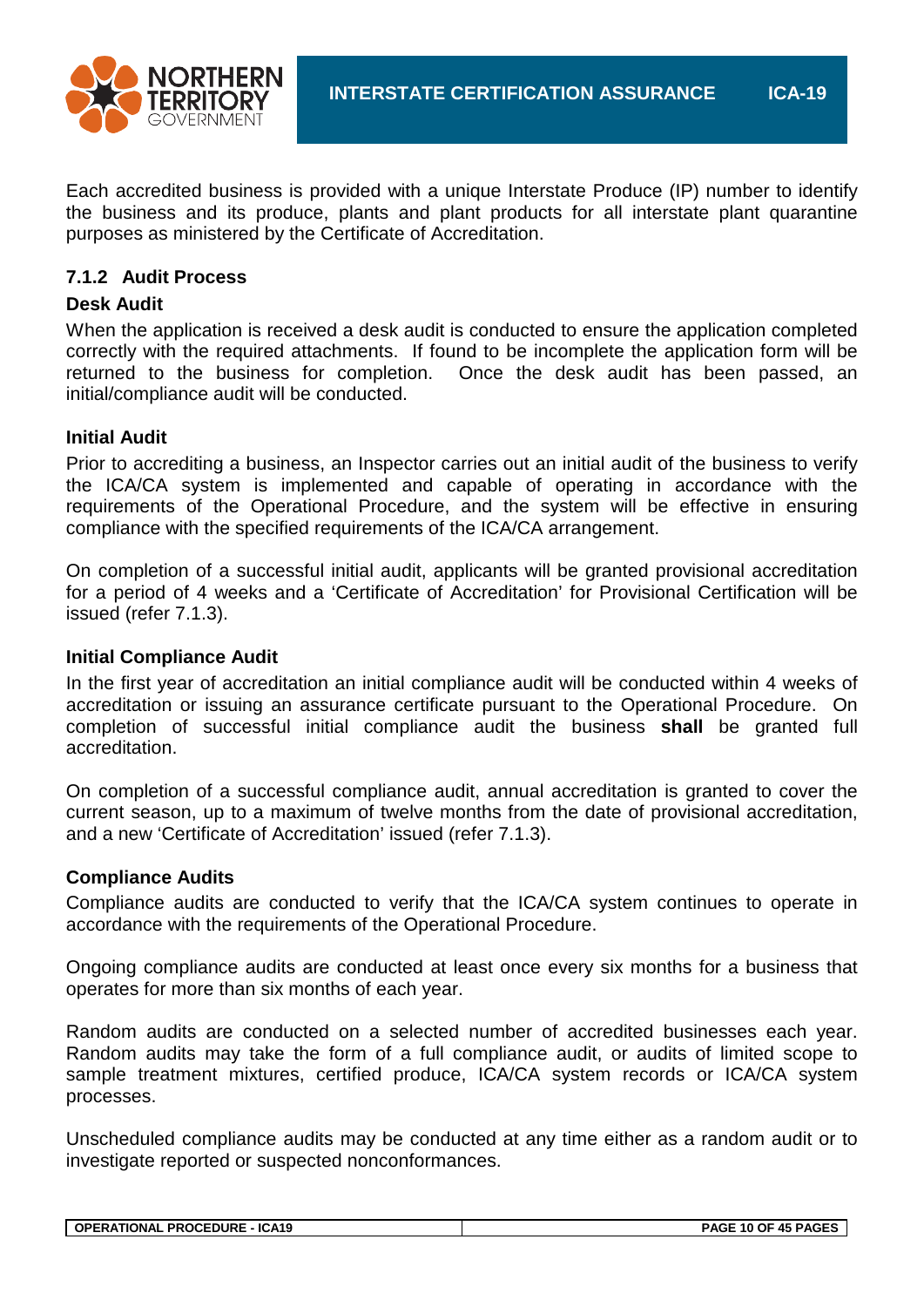Each accredited business is provided with a unique Interstate Produce (IP) number to identify the business and its produce, plants and plant products for all interstate plant quarantine purposes as ministered by the Certificate of Accreditation.

### 7.1.2 Audit Process

**Desk Audit**

When the application is received a desk audit is conducted to ensure the application completed correctly with the required attachments. If found to be incomplete the application form will be returned to the business for completion. Once the desk audit has been passed, an initial/compliance audit will be conducted.

**Initial Audit**

Prior to accrediting a business, an Inspector carries out an initial audit of the business to verify the ICA/CA system is implemented and capable of operating in accordance with the requirements of the Operational Procedure, and the system will be effective in ensuring compliance with the specified requirements of the ICA/CA arrangement.

On completion of a successful initial audit, applicants will be granted provisional accreditation for a period of 4 weeks and a 'Certificate of Accreditation' for Provisional Certification will be issued (refer 7.1.3).

**Initial Compliance Audit**

In the first year of accreditation an initial compliance audit will be conducted within 4 weeks of accreditation or issuing an assurance certificate pursuant to the Operational Procedure. On completion of successful initial compliance audit the business **shall** be granted full accreditation.

On completion of a successful compliance audit, annual accreditation is granted to cover the current season, up to a maximum of twelve months from the date of provisional accreditation, and a new 'Certificate of Accreditation' issued (refer 7.1.3).

**Compliance Audits**

Compliance audits are conducted to verify that the ICA/CA system continues to operate in accordance with the requirements of the Operational Procedure.

Ongoing compliance audits are conducted at least once every six months for a business that operates for more than six months of each year.

Random audits are conducted on a selected number of accredited businesses each year. Random audits may take the form of a full compliance audit, or audits of limited scope to sample treatment mixtures, certified produce, ICA/CA system records or ICA/CA system processes.

Unscheduled compliance audits may be conducted at any time either as a random audit or to investigate reported or suspected nonconformances.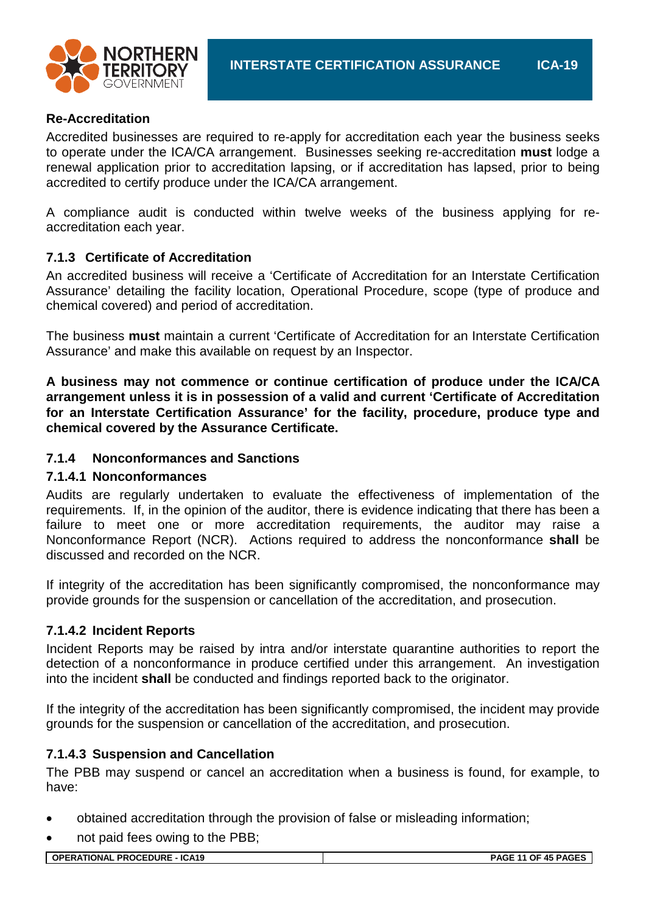**Re-Accreditation**

Accredited businesses are required to re-apply for accreditation each year the business seeks to operate under the ICA/CA arrangement. Businesses seeking re-accreditation **must** lodge a renewal application prior to accreditation lapsing, or if accreditation has lapsed, prior to being accredited to certify produce under the ICA/CA arrangement.

A compliance audit is conducted within twelve weeks of the business applying for re-accreditation each year.

### 7.1.3 Certificate of Accreditation

An accredited business will receive a 'Certificate of Accreditation for an Interstate Certification Assurance' detailing the facility location, Operational Procedure, scope (type of produce and chemical covered) and period of accreditation.

The business **must** maintain a current 'Certificate of Accreditation for an Interstate Certification Assurance' and make this available on request by an Inspector.

**A business may not commence or continue certification of produce under the ICA/CA arrangement unless it is in possession of a valid and current 'Certificate of Accreditation for an Interstate Certification Assurance' for the facility, procedure, produce type and chemical covered by the Assurance Certificate.**

### 7.1.4 Nonconformances and Sanctions

#### 7.1.4.1 Nonconformances

Audits are regularly undertaken to evaluate the effectiveness of implementation of the requirements. If, in the opinion of the auditor, there is evidence indicating that there has been a failure to meet one or more accreditation requirements, the auditor may raise a Nonconformance Report (NCR). Actions required to address the nonconformance **shall** be discussed and recorded on the NCR.

If integrity of the accreditation has been significantly compromised, the nonconformance may provide grounds for the suspension or cancellation of the accreditation, and prosecution.

#### 7.1.4.2 Incident Reports

Incident Reports may be raised by intra and/or interstate quarantine authorities to report the detection of a nonconformance in produce certified under this arrangement. An investigation into the incident **shall** be conducted and findings reported back to the originator.

If the integrity of the accreditation has been significantly compromised, the incident may provide grounds for the suspension or cancellation of the accreditation, and prosecution.

#### 7.1.4.3 Suspension and Cancellation

The PBB may suspend or cancel an accreditation when a business is found, for example, to have:

- obtained accreditation through the provision of false or misleading information;
- not paid fees owing to the PBB;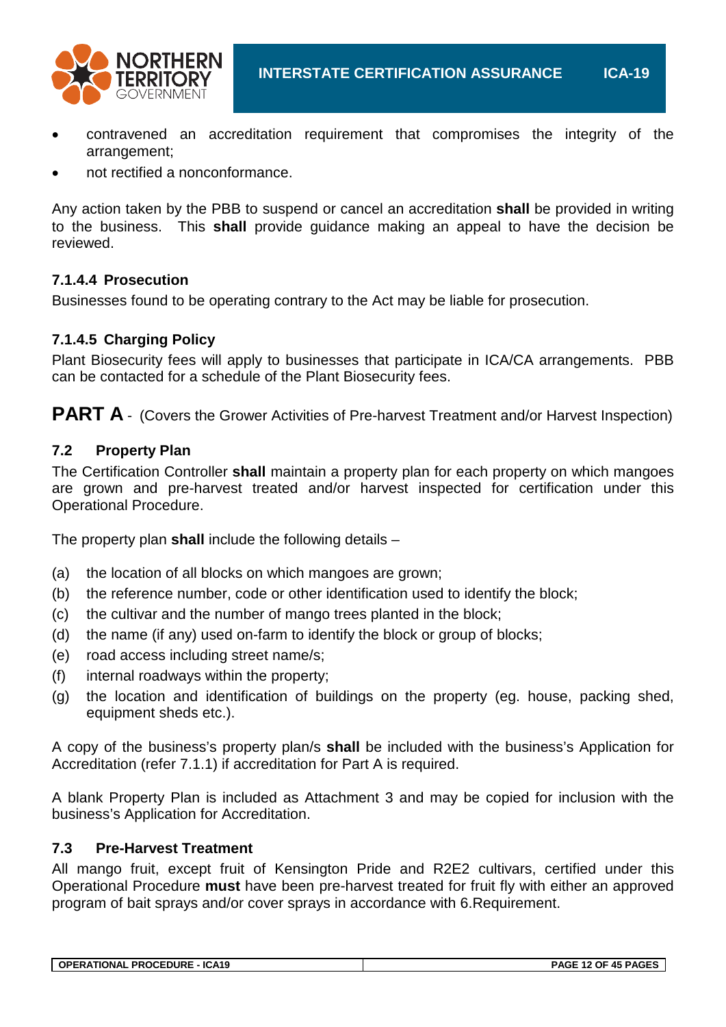- contravened an accreditation requirement that compromises the integrity of the arrangement;
- not rectified a nonconformance.

Any action taken by the PBB to suspend or cancel an accreditation **shall** be provided in writing to the business. This **shall** provide guidance making an appeal to have the decision be reviewed.

#### 7.1.4.4 Prosecution

Businesses found to be operating contrary to the Act may be liable for prosecution.

#### 7.1.4.5 Charging Policy

Plant Biosecurity fees will apply to businesses that participate in ICA/CA arrangements. PBB can be contacted for a schedule of the Plant Biosecurity fees.

## PART A - (Covers the Grower Activities of Pre-harvest Treatment and/or Harvest Inspection)

### 7.2 Property Plan

The Certification Controller **shall** maintain a property plan for each property on which mangoes are grown and pre-harvest treated and/or harvest inspected for certification under this Operational Procedure.

The property plan **shall** include the following details –

(a) the location of all blocks on which mangoes are grown;
(b) the reference number, code or other identification used to identify the block;
(c) the cultivar and the number of mango trees planted in the block;
(d) the name (if any) used on-farm to identify the block or group of blocks;
(e) road access including street name/s;
(f) internal roadways within the property;
(g) the location and identification of buildings on the property (eg. house, packing shed, equipment sheds etc.).

A copy of the business's property plan/s **shall** be included with the business's Application for Accreditation (refer 7.1.1) if accreditation for Part A is required.

A blank Property Plan is included as Attachment 3 and may be copied for inclusion with the business's Application for Accreditation.

### 7.3 Pre-Harvest Treatment

All mango fruit, except fruit of Kensington Pride and R2E2 cultivars, certified under this Operational Procedure **must** have been pre-harvest treated for fruit fly with either an approved program of bait sprays and/or cover sprays in accordance with 6.Requirement.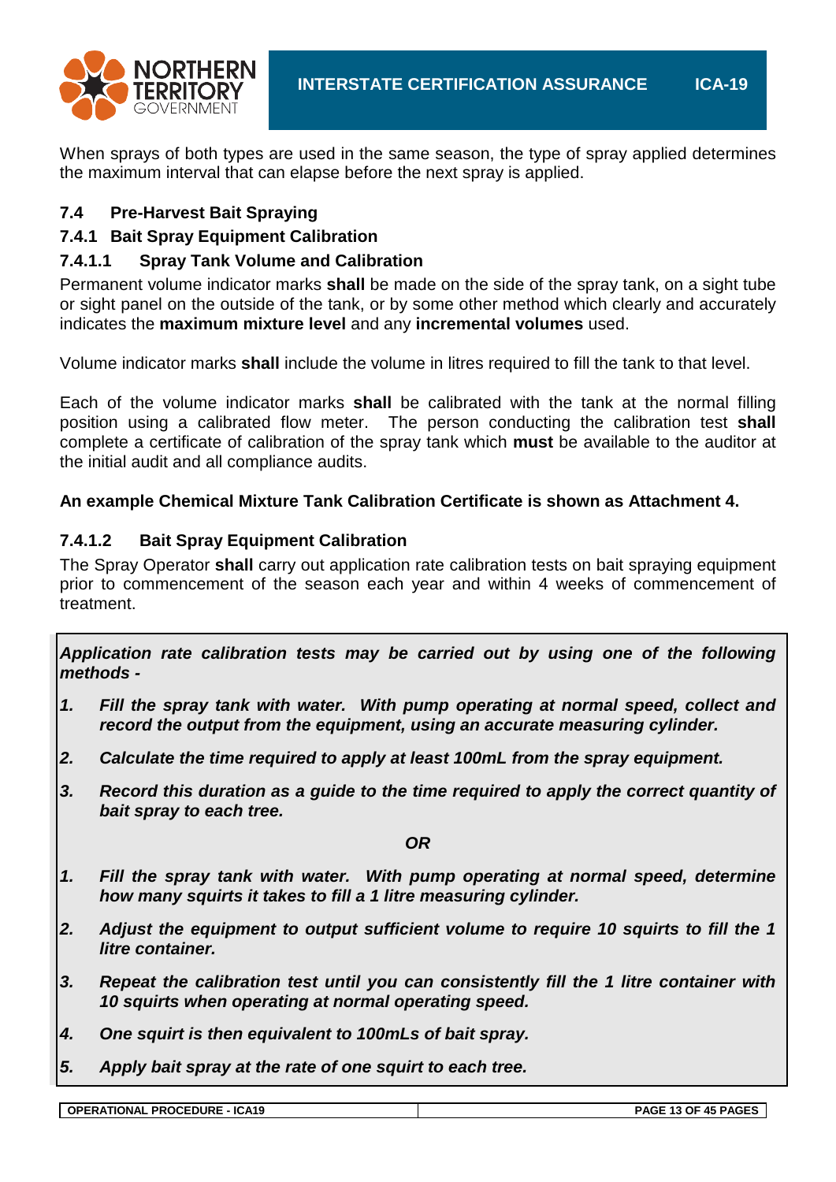When sprays of both types are used in the same season, the type of spray applied determines the maximum interval that can elapse before the next spray is applied.

## 7.4 Pre-Harvest Bait Spraying

### 7.4.1 Bait Spray Equipment Calibration

#### 7.4.1.1 Spray Tank Volume and Calibration

Permanent volume indicator marks **shall** be made on the side of the spray tank, on a sight tube or sight panel on the outside of the tank, or by some other method which clearly and accurately indicates the **maximum mixture level** and any **incremental volumes** used.

Volume indicator marks **shall** include the volume in litres required to fill the tank to that level.

Each of the volume indicator marks **shall** be calibrated with the tank at the normal filling position using a calibrated flow meter. The person conducting the calibration test **shall** complete a certificate of calibration of the spray tank which **must** be available to the auditor at the initial audit and all compliance audits.

**An example Chemical Mixture Tank Calibration Certificate is shown as Attachment 4.**

#### 7.4.1.2 Bait Spray Equipment Calibration

The Spray Operator **shall** carry out application rate calibration tests on bait spraying equipment prior to commencement of the season each year and within 4 weeks of commencement of treatment.

***Application rate calibration tests may be carried out by using one of the following methods -***

1. ***Fill the spray tank with water. With pump operating at normal speed, collect and record the output from the equipment, using an accurate measuring cylinder.***
2. ***Calculate the time required to apply at least 100mL from the spray equipment.***
3. ***Record this duration as a guide to the time required to apply the correct quantity of bait spray to each tree.***

***OR***

1. ***Fill the spray tank with water. With pump operating at normal speed, determine how many squirts it takes to fill a 1 litre measuring cylinder.***
2. ***Adjust the equipment to output sufficient volume to require 10 squirts to fill the 1 litre container.***
3. ***Repeat the calibration test until you can consistently fill the 1 litre container with 10 squirts when operating at normal operating speed.***
4. ***One squirt is then equivalent to 100mLs of bait spray.***
5. ***Apply bait spray at the rate of one squirt to each tree.***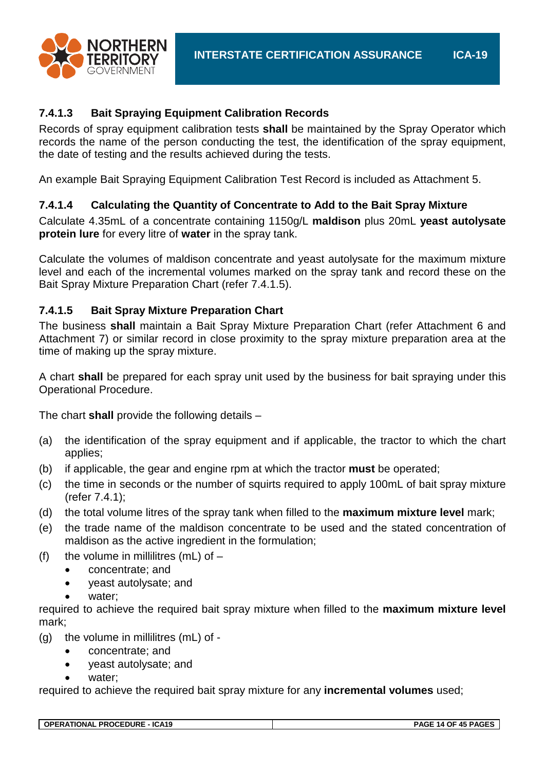#### 7.4.1.3 Bait Spraying Equipment Calibration Records

Records of spray equipment calibration tests **shall** be maintained by the Spray Operator which records the name of the person conducting the test, the identification of the spray equipment, the date of testing and the results achieved during the tests.

An example Bait Spraying Equipment Calibration Test Record is included as Attachment 5.

#### 7.4.1.4 Calculating the Quantity of Concentrate to Add to the Bait Spray Mixture

Calculate 4.35mL of a concentrate containing 1150g/L **maldison** plus 20mL **yeast autolysate protein lure** for every litre of **water** in the spray tank.

Calculate the volumes of maldison concentrate and yeast autolysate for the maximum mixture level and each of the incremental volumes marked on the spray tank and record these on the Bait Spray Mixture Preparation Chart (refer 7.4.1.5).

#### 7.4.1.5 Bait Spray Mixture Preparation Chart

The business **shall** maintain a Bait Spray Mixture Preparation Chart (refer Attachment 6 and Attachment 7) or similar record in close proximity to the spray mixture preparation area at the time of making up the spray mixture.

A chart **shall** be prepared for each spray unit used by the business for bait spraying under this Operational Procedure.

The chart **shall** provide the following details –

(a) the identification of the spray equipment and if applicable, the tractor to which the chart applies;

(b) if applicable, the gear and engine rpm at which the tractor **must** be operated;

(c) the time in seconds or the number of squirts required to apply 100mL of bait spray mixture (refer 7.4.1);

(d) the total volume litres of the spray tank when filled to the **maximum mixture level** mark;

(e) the trade name of the maldison concentrate to be used and the stated concentration of maldison as the active ingredient in the formulation;

(f) the volume in millilitres (mL) of –
- concentrate; and
- yeast autolysate; and
- water;

required to achieve the required bait spray mixture when filled to the **maximum mixture level** mark;

(g) the volume in millilitres (mL) of -
- concentrate; and
- yeast autolysate; and
- water;

required to achieve the required bait spray mixture for any **incremental volumes** used;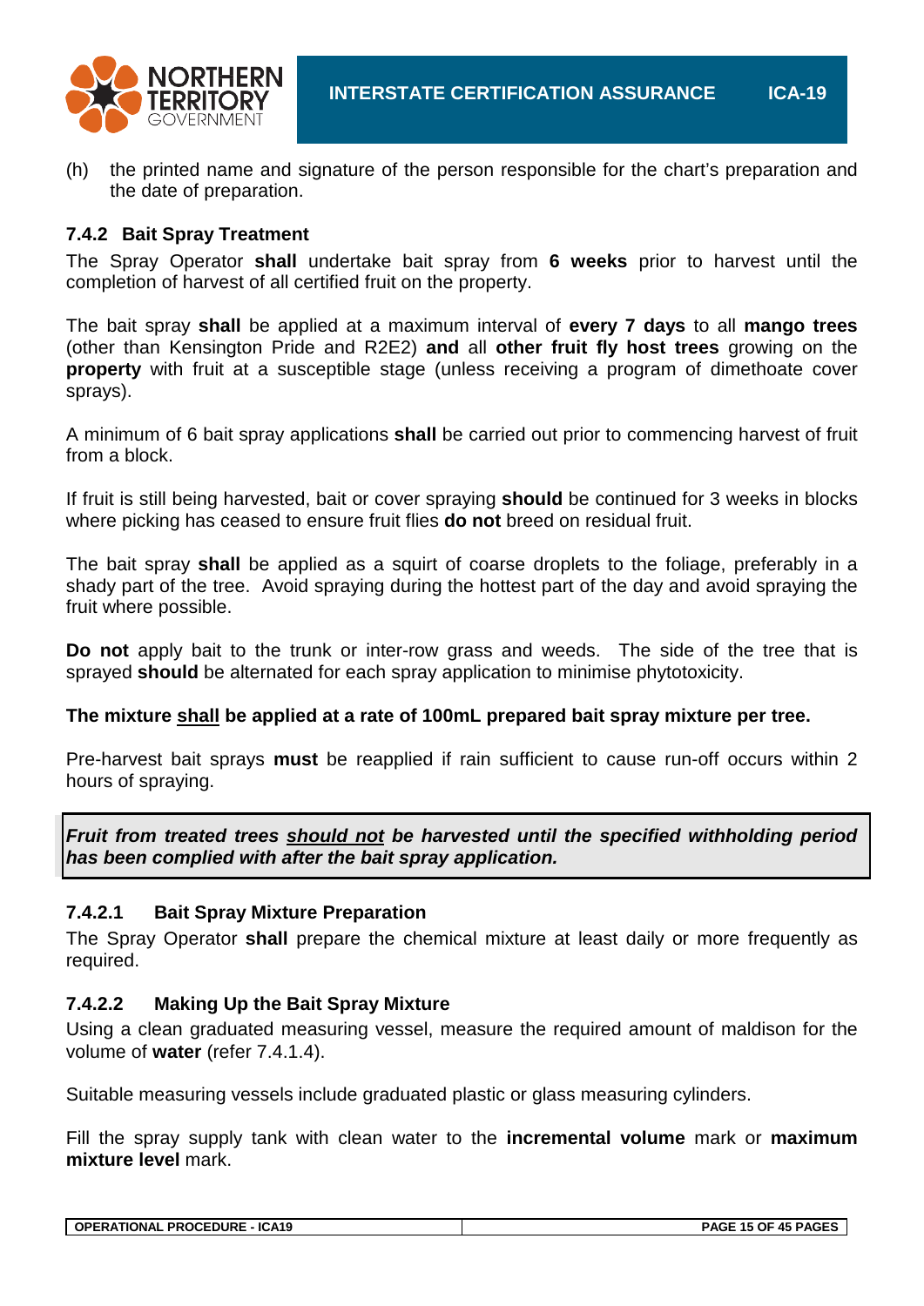(h) the printed name and signature of the person responsible for the chart's preparation and the date of preparation.

### 7.4.2 Bait Spray Treatment

The Spray Operator **shall** undertake bait spray from **6 weeks** prior to harvest until the completion of harvest of all certified fruit on the property.

The bait spray **shall** be applied at a maximum interval of **every 7 days** to all **mango trees** (other than Kensington Pride and R2E2) **and** all **other fruit fly host trees** growing on the **property** with fruit at a susceptible stage (unless receiving a program of dimethoate cover sprays).

A minimum of 6 bait spray applications **shall** be carried out prior to commencing harvest of fruit from a block.

If fruit is still being harvested, bait or cover spraying **should** be continued for 3 weeks in blocks where picking has ceased to ensure fruit flies **do not** breed on residual fruit.

The bait spray **shall** be applied as a squirt of coarse droplets to the foliage, preferably in a shady part of the tree. Avoid spraying during the hottest part of the day and avoid spraying the fruit where possible.

**Do not** apply bait to the trunk or inter-row grass and weeds. The side of the tree that is sprayed **should** be alternated for each spray application to minimise phytotoxicity.

**The mixture <u>shall</u> be applied at a rate of 100mL prepared bait spray mixture per tree.**

Pre-harvest bait sprays **must** be reapplied if rain sufficient to cause run-off occurs within 2 hours of spraying.

> ***Fruit from treated trees <u>should not</u> be harvested until the specified withholding period has been complied with after the bait spray application.***

#### 7.4.2.1 Bait Spray Mixture Preparation

The Spray Operator **shall** prepare the chemical mixture at least daily or more frequently as required.

#### 7.4.2.2 Making Up the Bait Spray Mixture

Using a clean graduated measuring vessel, measure the required amount of maldison for the volume of **water** (refer 7.4.1.4).

Suitable measuring vessels include graduated plastic or glass measuring cylinders.

Fill the spray supply tank with clean water to the **incremental volume** mark or **maximum mixture level** mark.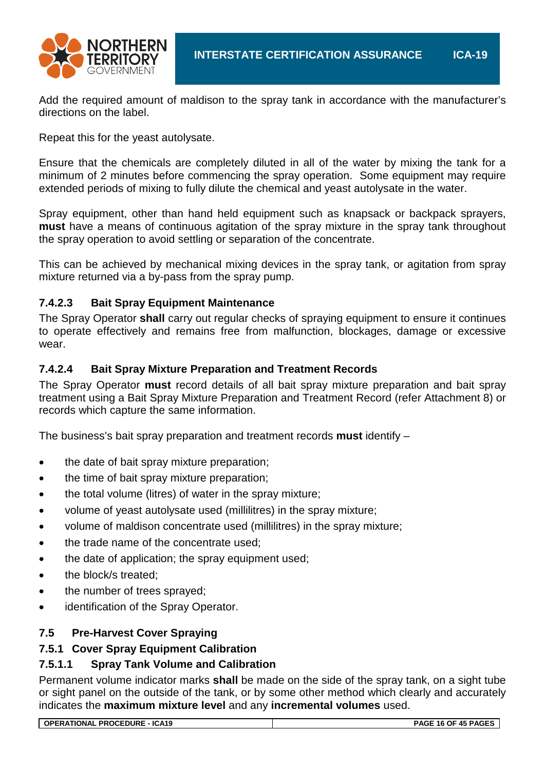Add the required amount of maldison to the spray tank in accordance with the manufacturer's directions on the label.

Repeat this for the yeast autolysate.

Ensure that the chemicals are completely diluted in all of the water by mixing the tank for a minimum of 2 minutes before commencing the spray operation. Some equipment may require extended periods of mixing to fully dilute the chemical and yeast autolysate in the water.

Spray equipment, other than hand held equipment such as knapsack or backpack sprayers, **must** have a means of continuous agitation of the spray mixture in the spray tank throughout the spray operation to avoid settling or separation of the concentrate.

This can be achieved by mechanical mixing devices in the spray tank, or agitation from spray mixture returned via a by-pass from the spray pump.

#### 7.4.2.3 Bait Spray Equipment Maintenance

The Spray Operator **shall** carry out regular checks of spraying equipment to ensure it continues to operate effectively and remains free from malfunction, blockages, damage or excessive wear.

#### 7.4.2.4 Bait Spray Mixture Preparation and Treatment Records

The Spray Operator **must** record details of all bait spray mixture preparation and bait spray treatment using a Bait Spray Mixture Preparation and Treatment Record (refer Attachment 8) or records which capture the same information.

The business's bait spray preparation and treatment records **must** identify –

- the date of bait spray mixture preparation;
- the time of bait spray mixture preparation;
- the total volume (litres) of water in the spray mixture;
- volume of yeast autolysate used (millilitres) in the spray mixture;
- volume of maldison concentrate used (millilitres) in the spray mixture;
- the trade name of the concentrate used;
- the date of application; the spray equipment used;
- the block/s treated;
- the number of trees sprayed;
- identification of the Spray Operator.

## 7.5 Pre-Harvest Cover Spraying

### 7.5.1 Cover Spray Equipment Calibration

#### 7.5.1.1 Spray Tank Volume and Calibration

Permanent volume indicator marks **shall** be made on the side of the spray tank, on a sight tube or sight panel on the outside of the tank, or by some other method which clearly and accurately indicates the **maximum mixture level** and any **incremental volumes** used.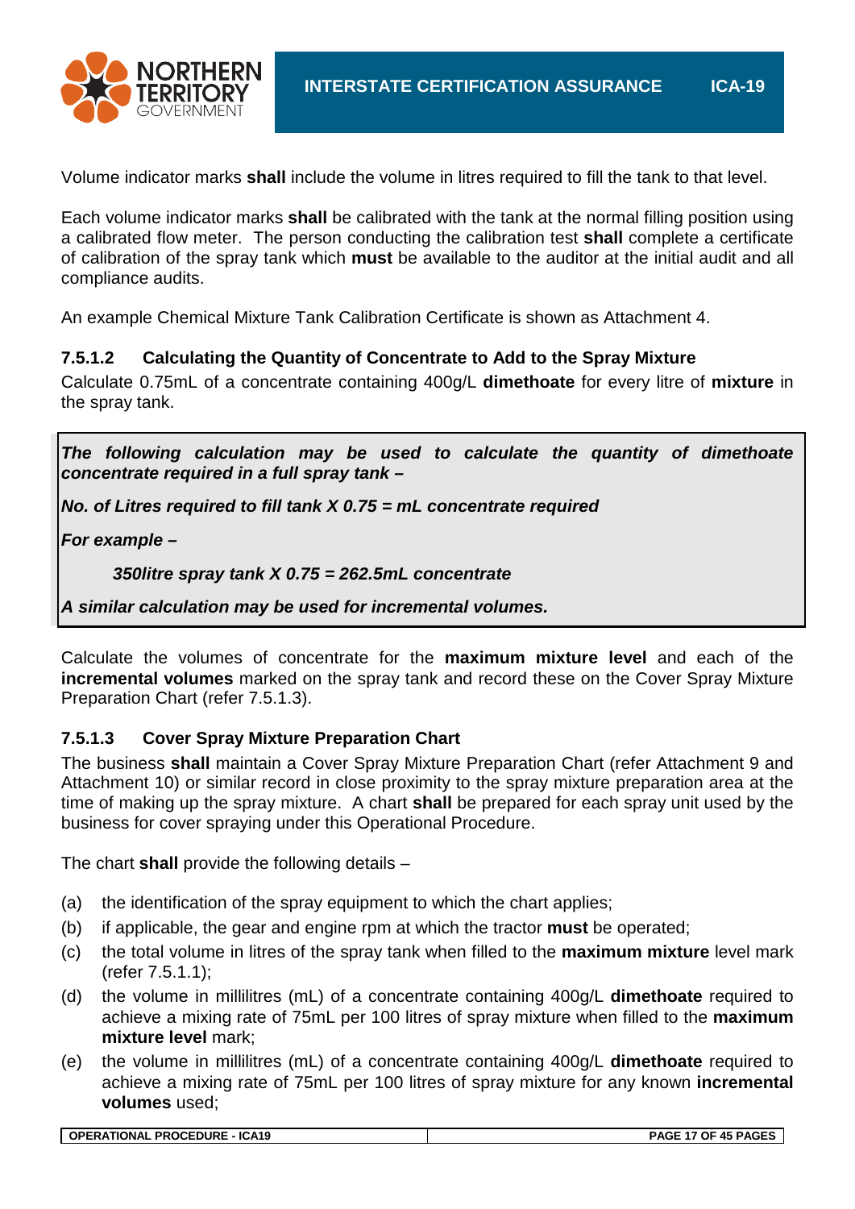Volume indicator marks **shall** include the volume in litres required to fill the tank to that level.

Each volume indicator marks **shall** be calibrated with the tank at the normal filling position using a calibrated flow meter. The person conducting the calibration test **shall** complete a certificate of calibration of the spray tank which **must** be available to the auditor at the initial audit and all compliance audits.

An example Chemical Mixture Tank Calibration Certificate is shown as Attachment 4.

#### 7.5.1.2 Calculating the Quantity of Concentrate to Add to the Spray Mixture

Calculate 0.75mL of a concentrate containing 400g/L **dimethoate** for every litre of **mixture** in the spray tank.

> ***The following calculation may be used to calculate the quantity of dimethoate concentrate required in a full spray tank –***
>
> ***No. of Litres required to fill tank X 0.75 = mL concentrate required***
>
> ***For example –***
>
> ***350litre spray tank X 0.75 = 262.5mL concentrate***
>
> ***A similar calculation may be used for incremental volumes.***

Calculate the volumes of concentrate for the **maximum mixture level** and each of the **incremental volumes** marked on the spray tank and record these on the Cover Spray Mixture Preparation Chart (refer 7.5.1.3).

#### 7.5.1.3 Cover Spray Mixture Preparation Chart

The business **shall** maintain a Cover Spray Mixture Preparation Chart (refer Attachment 9 and Attachment 10) or similar record in close proximity to the spray mixture preparation area at the time of making up the spray mixture. A chart **shall** be prepared for each spray unit used by the business for cover spraying under this Operational Procedure.

The chart **shall** provide the following details –

(a) the identification of the spray equipment to which the chart applies;

(b) if applicable, the gear and engine rpm at which the tractor **must** be operated;

(c) the total volume in litres of the spray tank when filled to the **maximum mixture** level mark (refer 7.5.1.1);

(d) the volume in millilitres (mL) of a concentrate containing 400g/L **dimethoate** required to achieve a mixing rate of 75mL per 100 litres of spray mixture when filled to the **maximum mixture level** mark;

(e) the volume in millilitres (mL) of a concentrate containing 400g/L **dimethoate** required to achieve a mixing rate of 75mL per 100 litres of spray mixture for any known **incremental volumes** used;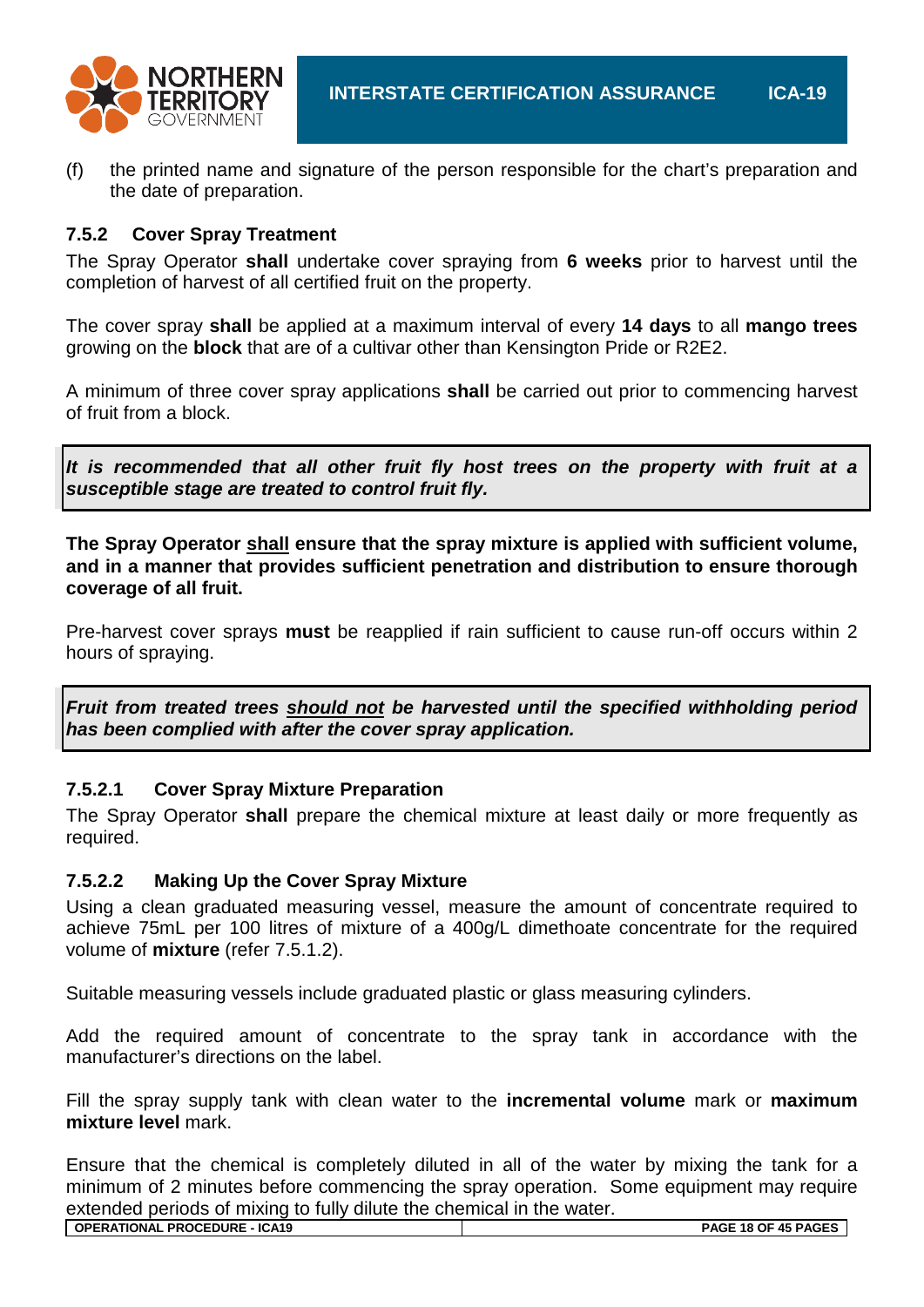(f) the printed name and signature of the person responsible for the chart's preparation and the date of preparation.

### 7.5.2 Cover Spray Treatment

The Spray Operator **shall** undertake cover spraying from **6 weeks** prior to harvest until the completion of harvest of all certified fruit on the property.

The cover spray **shall** be applied at a maximum interval of every **14 days** to all **mango trees** growing on the **block** that are of a cultivar other than Kensington Pride or R2E2.

A minimum of three cover spray applications **shall** be carried out prior to commencing harvest of fruit from a block.

> ***It is recommended that all other fruit fly host trees on the property with fruit at a susceptible stage are treated to control fruit fly.***

**The Spray Operator <u>shall</u> ensure that the spray mixture is applied with sufficient volume, and in a manner that provides sufficient penetration and distribution to ensure thorough coverage of all fruit.**

Pre-harvest cover sprays **must** be reapplied if rain sufficient to cause run-off occurs within 2 hours of spraying.

> ***Fruit from treated trees <u>should not</u> be harvested until the specified withholding period has been complied with after the cover spray application.***

#### 7.5.2.1 Cover Spray Mixture Preparation

The Spray Operator **shall** prepare the chemical mixture at least daily or more frequently as required.

#### 7.5.2.2 Making Up the Cover Spray Mixture

Using a clean graduated measuring vessel, measure the amount of concentrate required to achieve 75mL per 100 litres of mixture of a 400g/L dimethoate concentrate for the required volume of **mixture** (refer 7.5.1.2).

Suitable measuring vessels include graduated plastic or glass measuring cylinders.

Add the required amount of concentrate to the spray tank in accordance with the manufacturer's directions on the label.

Fill the spray supply tank with clean water to the **incremental volume** mark or **maximum mixture level** mark.

Ensure that the chemical is completely diluted in all of the water by mixing the tank for a minimum of 2 minutes before commencing the spray operation. Some equipment may require extended periods of mixing to fully dilute the chemical in the water.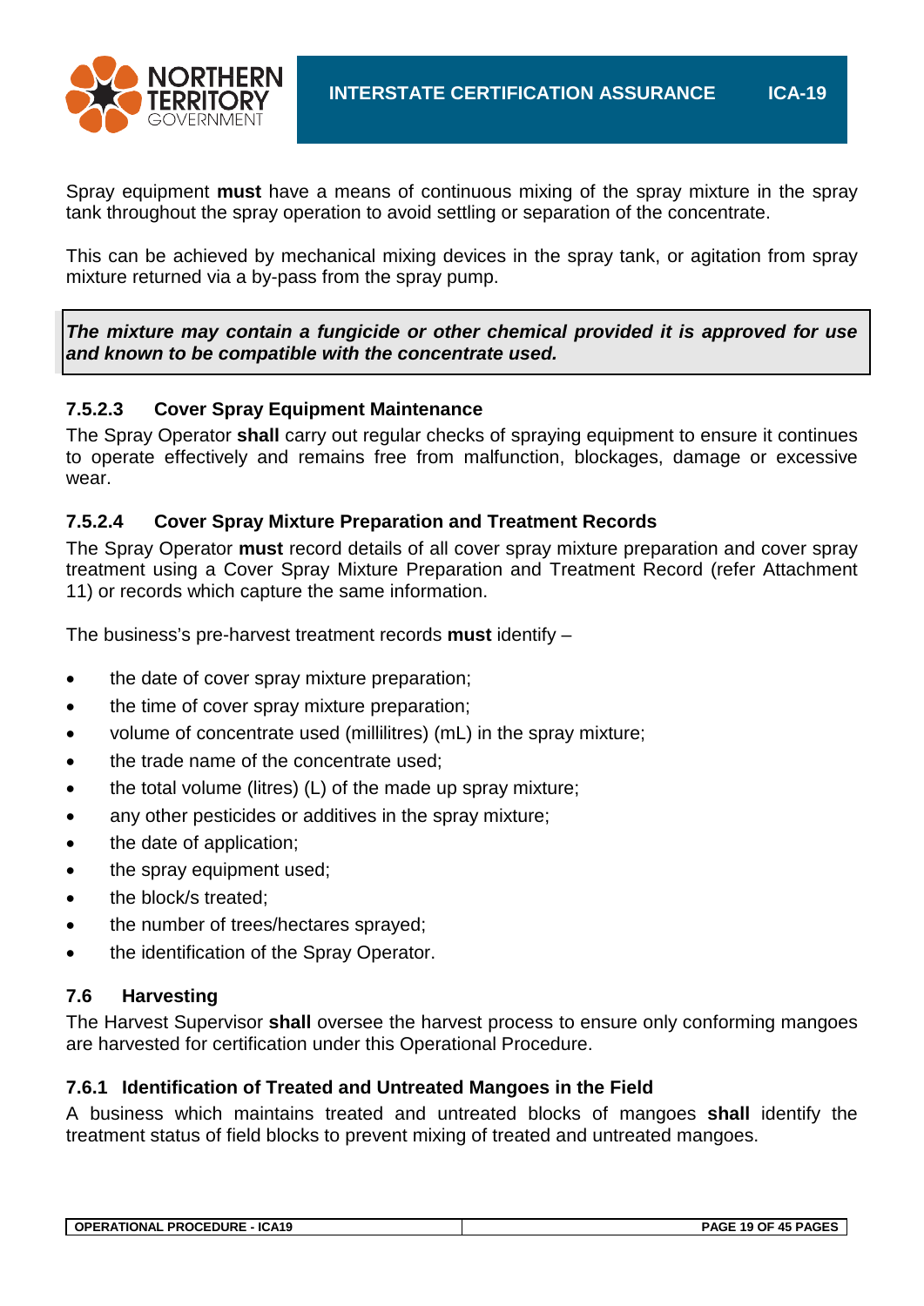Spray equipment **must** have a means of continuous mixing of the spray mixture in the spray tank throughout the spray operation to avoid settling or separation of the concentrate.

This can be achieved by mechanical mixing devices in the spray tank, or agitation from spray mixture returned via a by-pass from the spray pump.

> ***The mixture may contain a fungicide or other chemical provided it is approved for use and known to be compatible with the concentrate used.***

#### 7.5.2.3 Cover Spray Equipment Maintenance

The Spray Operator **shall** carry out regular checks of spraying equipment to ensure it continues to operate effectively and remains free from malfunction, blockages, damage or excessive wear.

#### 7.5.2.4 Cover Spray Mixture Preparation and Treatment Records

The Spray Operator **must** record details of all cover spray mixture preparation and cover spray treatment using a Cover Spray Mixture Preparation and Treatment Record (refer Attachment 11) or records which capture the same information.

The business's pre-harvest treatment records **must** identify –

- the date of cover spray mixture preparation;
- the time of cover spray mixture preparation;
- volume of concentrate used (millilitres) (mL) in the spray mixture;
- the trade name of the concentrate used;
- the total volume (litres) (L) of the made up spray mixture;
- any other pesticides or additives in the spray mixture;
- the date of application;
- the spray equipment used;
- the block/s treated;
- the number of trees/hectares sprayed;
- the identification of the Spray Operator.

### 7.6 Harvesting

The Harvest Supervisor **shall** oversee the harvest process to ensure only conforming mangoes are harvested for certification under this Operational Procedure.

#### 7.6.1 Identification of Treated and Untreated Mangoes in the Field

A business which maintains treated and untreated blocks of mangoes **shall** identify the treatment status of field blocks to prevent mixing of treated and untreated mangoes.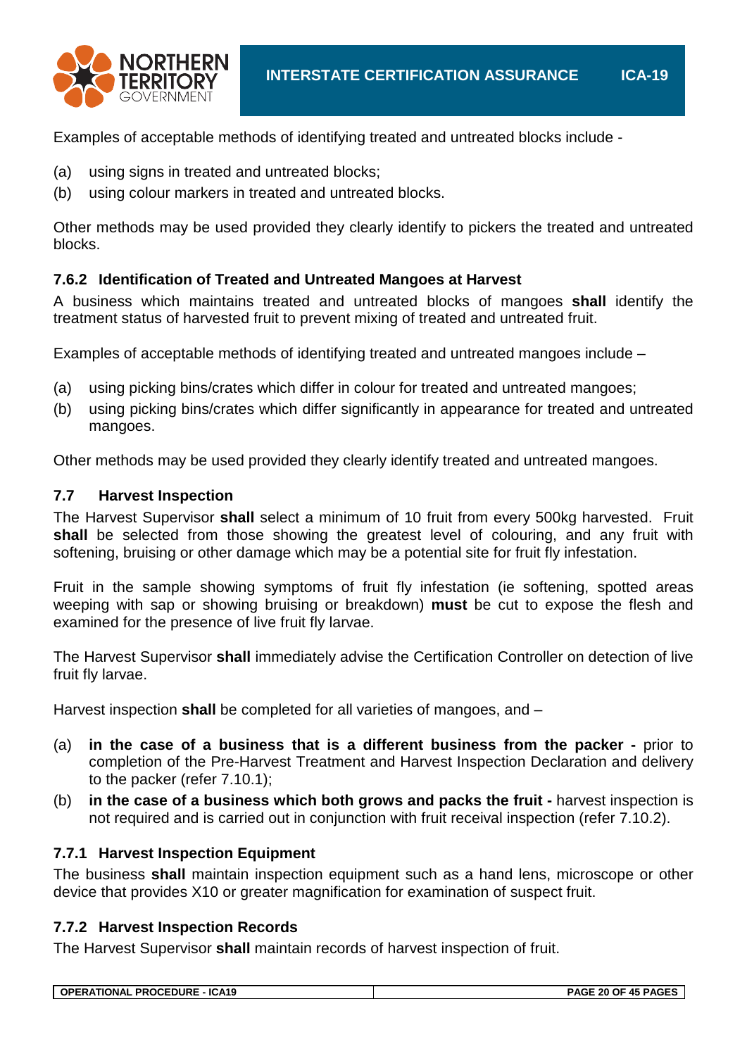Examples of acceptable methods of identifying treated and untreated blocks include -

(a) using signs in treated and untreated blocks;
(b) using colour markers in treated and untreated blocks.

Other methods may be used provided they clearly identify to pickers the treated and untreated blocks.

### 7.6.2 Identification of Treated and Untreated Mangoes at Harvest

A business which maintains treated and untreated blocks of mangoes **shall** identify the treatment status of harvested fruit to prevent mixing of treated and untreated fruit.

Examples of acceptable methods of identifying treated and untreated mangoes include –

(a) using picking bins/crates which differ in colour for treated and untreated mangoes;
(b) using picking bins/crates which differ significantly in appearance for treated and untreated mangoes.

Other methods may be used provided they clearly identify treated and untreated mangoes.

## 7.7 Harvest Inspection

The Harvest Supervisor **shall** select a minimum of 10 fruit from every 500kg harvested. Fruit **shall** be selected from those showing the greatest level of colouring, and any fruit with softening, bruising or other damage which may be a potential site for fruit fly infestation.

Fruit in the sample showing symptoms of fruit fly infestation (ie softening, spotted areas weeping with sap or showing bruising or breakdown) **must** be cut to expose the flesh and examined for the presence of live fruit fly larvae.

The Harvest Supervisor **shall** immediately advise the Certification Controller on detection of live fruit fly larvae.

Harvest inspection **shall** be completed for all varieties of mangoes, and –

(a) **in the case of a business that is a different business from the packer -** prior to completion of the Pre-Harvest Treatment and Harvest Inspection Declaration and delivery to the packer (refer 7.10.1);
(b) **in the case of a business which both grows and packs the fruit -** harvest inspection is not required and is carried out in conjunction with fruit receival inspection (refer 7.10.2).

### 7.7.1 Harvest Inspection Equipment

The business **shall** maintain inspection equipment such as a hand lens, microscope or other device that provides X10 or greater magnification for examination of suspect fruit.

### 7.7.2 Harvest Inspection Records

The Harvest Supervisor **shall** maintain records of harvest inspection of fruit.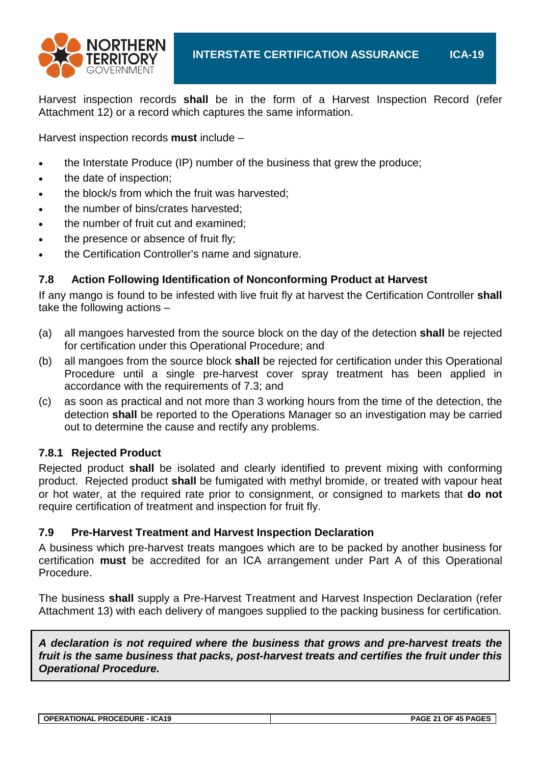Harvest inspection records **shall** be in the form of a Harvest Inspection Record (refer Attachment 12) or a record which captures the same information.

Harvest inspection records **must** include –

- the Interstate Produce (IP) number of the business that grew the produce;
- the date of inspection;
- the block/s from which the fruit was harvested;
- the number of bins/crates harvested;
- the number of fruit cut and examined;
- the presence or absence of fruit fly;
- the Certification Controller's name and signature.

### 7.8 Action Following Identification of Nonconforming Product at Harvest

If any mango is found to be infested with live fruit fly at harvest the Certification Controller **shall** take the following actions –

(a) all mangoes harvested from the source block on the day of the detection **shall** be rejected for certification under this Operational Procedure; and

(b) all mangoes from the source block **shall** be rejected for certification under this Operational Procedure until a single pre-harvest cover spray treatment has been applied in accordance with the requirements of 7.3; and

(c) as soon as practical and not more than 3 working hours from the time of the detection, the detection **shall** be reported to the Operations Manager so an investigation may be carried out to determine the cause and rectify any problems.

#### 7.8.1 Rejected Product

Rejected product **shall** be isolated and clearly identified to prevent mixing with conforming product. Rejected product **shall** be fumigated with methyl bromide, or treated with vapour heat or hot water, at the required rate prior to consignment, or consigned to markets that **do not** require certification of treatment and inspection for fruit fly.

### 7.9 Pre-Harvest Treatment and Harvest Inspection Declaration

A business which pre-harvest treats mangoes which are to be packed by another business for certification **must** be accredited for an ICA arrangement under Part A of this Operational Procedure.

The business **shall** supply a Pre-Harvest Treatment and Harvest Inspection Declaration (refer Attachment 13) with each delivery of mangoes supplied to the packing business for certification.

***A declaration is not required where the business that grows and pre-harvest treats the fruit is the same business that packs, post-harvest treats and certifies the fruit under this Operational Procedure.***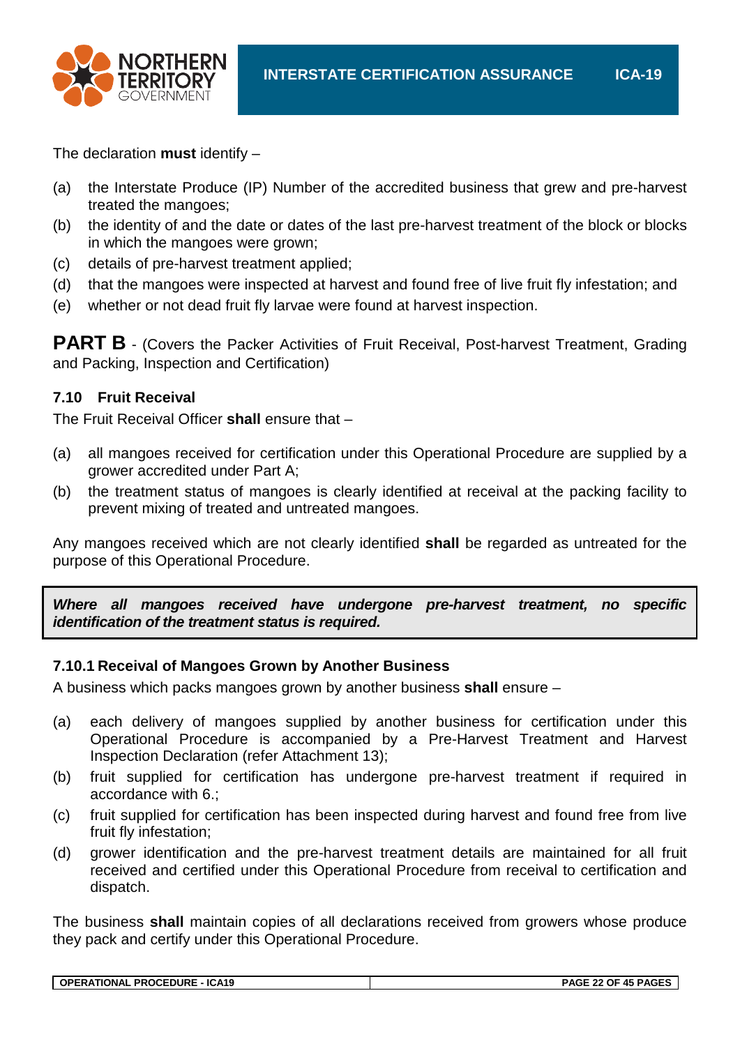The declaration **must** identify –

(a) the Interstate Produce (IP) Number of the accredited business that grew and pre-harvest treated the mangoes;
(b) the identity of and the date or dates of the last pre-harvest treatment of the block or blocks in which the mangoes were grown;
(c) details of pre-harvest treatment applied;
(d) that the mangoes were inspected at harvest and found free of live fruit fly infestation; and
(e) whether or not dead fruit fly larvae were found at harvest inspection.

## PART B - (Covers the Packer Activities of Fruit Receival, Post-harvest Treatment, Grading and Packing, Inspection and Certification)

### 7.10 Fruit Receival

The Fruit Receival Officer **shall** ensure that –

(a) all mangoes received for certification under this Operational Procedure are supplied by a grower accredited under Part A;
(b) the treatment status of mangoes is clearly identified at receival at the packing facility to prevent mixing of treated and untreated mangoes.

Any mangoes received which are not clearly identified **shall** be regarded as untreated for the purpose of this Operational Procedure.

> ***Where all mangoes received have undergone pre-harvest treatment, no specific identification of the treatment status is required.***

### 7.10.1 Receival of Mangoes Grown by Another Business

A business which packs mangoes grown by another business **shall** ensure –

(a) each delivery of mangoes supplied by another business for certification under this Operational Procedure is accompanied by a Pre-Harvest Treatment and Harvest Inspection Declaration (refer Attachment 13);
(b) fruit supplied for certification has undergone pre-harvest treatment if required in accordance with 6.;
(c) fruit supplied for certification has been inspected during harvest and found free from live fruit fly infestation;
(d) grower identification and the pre-harvest treatment details are maintained for all fruit received and certified under this Operational Procedure from receival to certification and dispatch.

The business **shall** maintain copies of all declarations received from growers whose produce they pack and certify under this Operational Procedure.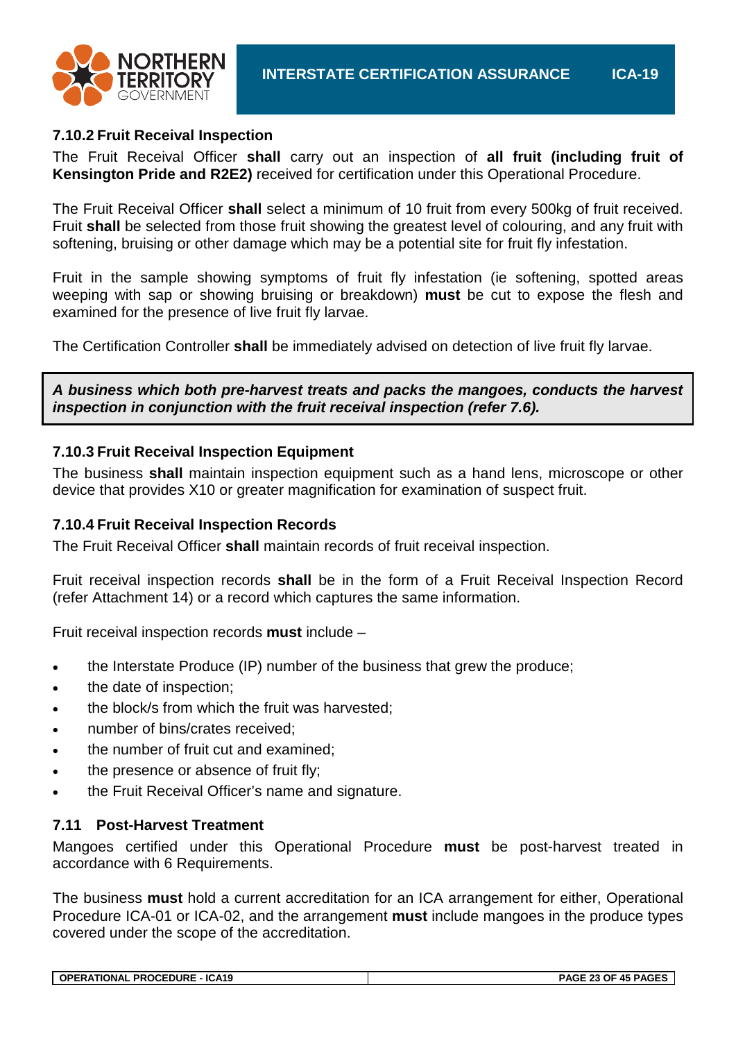### 7.10.2 Fruit Receival Inspection

The Fruit Receival Officer **shall** carry out an inspection of **all fruit (including fruit of Kensington Pride and R2E2)** received for certification under this Operational Procedure.

The Fruit Receival Officer **shall** select a minimum of 10 fruit from every 500kg of fruit received. Fruit **shall** be selected from those fruit showing the greatest level of colouring, and any fruit with softening, bruising or other damage which may be a potential site for fruit fly infestation.

Fruit in the sample showing symptoms of fruit fly infestation (ie softening, spotted areas weeping with sap or showing bruising or breakdown) **must** be cut to expose the flesh and examined for the presence of live fruit fly larvae.

The Certification Controller **shall** be immediately advised on detection of live fruit fly larvae.

***A business which both pre-harvest treats and packs the mangoes, conducts the harvest inspection in conjunction with the fruit receival inspection (refer 7.6).***

### 7.10.3 Fruit Receival Inspection Equipment

The business **shall** maintain inspection equipment such as a hand lens, microscope or other device that provides X10 or greater magnification for examination of suspect fruit.

### 7.10.4 Fruit Receival Inspection Records

The Fruit Receival Officer **shall** maintain records of fruit receival inspection.

Fruit receival inspection records **shall** be in the form of a Fruit Receival Inspection Record (refer Attachment 14) or a record which captures the same information.

Fruit receival inspection records **must** include –

- the Interstate Produce (IP) number of the business that grew the produce;
- the date of inspection;
- the block/s from which the fruit was harvested;
- number of bins/crates received;
- the number of fruit cut and examined;
- the presence or absence of fruit fly;
- the Fruit Receival Officer's name and signature.

## 7.11 Post-Harvest Treatment

Mangoes certified under this Operational Procedure **must** be post-harvest treated in accordance with 6 Requirements.

The business **must** hold a current accreditation for an ICA arrangement for either, Operational Procedure ICA-01 or ICA-02, and the arrangement **must** include mangoes in the produce types covered under the scope of the accreditation.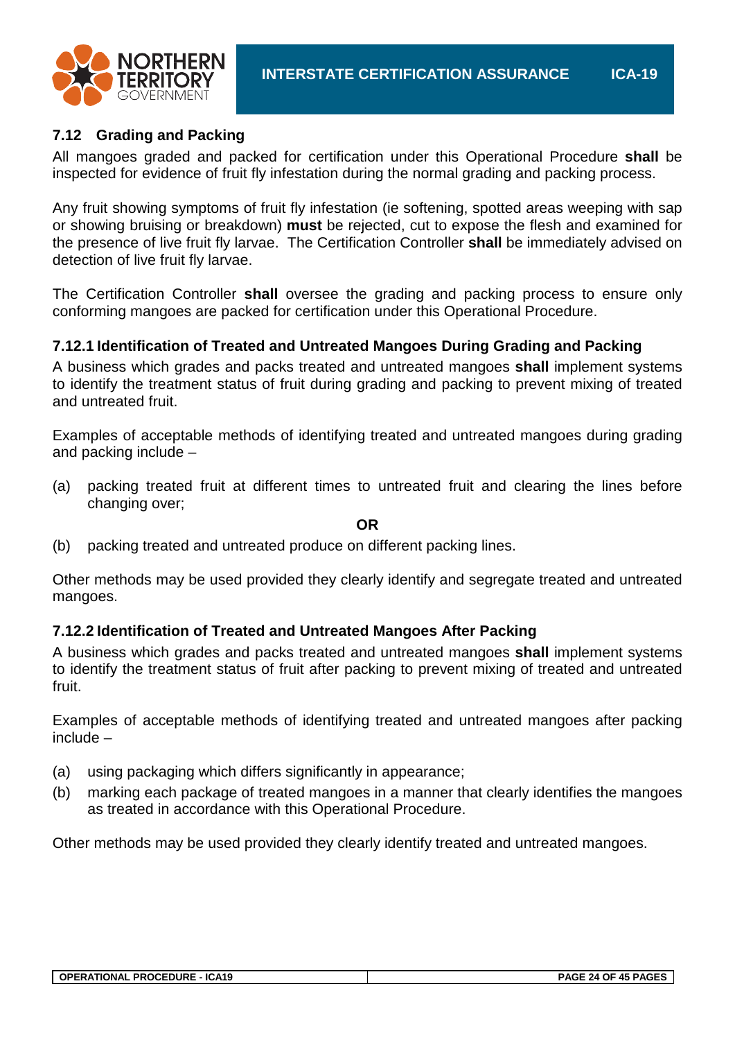### 7.12 Grading and Packing

All mangoes graded and packed for certification under this Operational Procedure **shall** be inspected for evidence of fruit fly infestation during the normal grading and packing process.

Any fruit showing symptoms of fruit fly infestation (ie softening, spotted areas weeping with sap or showing bruising or breakdown) **must** be rejected, cut to expose the flesh and examined for the presence of live fruit fly larvae. The Certification Controller **shall** be immediately advised on detection of live fruit fly larvae.

The Certification Controller **shall** oversee the grading and packing process to ensure only conforming mangoes are packed for certification under this Operational Procedure.

#### 7.12.1 Identification of Treated and Untreated Mangoes During Grading and Packing

A business which grades and packs treated and untreated mangoes **shall** implement systems to identify the treatment status of fruit during grading and packing to prevent mixing of treated and untreated fruit.

Examples of acceptable methods of identifying treated and untreated mangoes during grading and packing include –

(a) packing treated fruit at different times to untreated fruit and clearing the lines before changing over;

**OR**

(b) packing treated and untreated produce on different packing lines.

Other methods may be used provided they clearly identify and segregate treated and untreated mangoes.

#### 7.12.2 Identification of Treated and Untreated Mangoes After Packing

A business which grades and packs treated and untreated mangoes **shall** implement systems to identify the treatment status of fruit after packing to prevent mixing of treated and untreated fruit.

Examples of acceptable methods of identifying treated and untreated mangoes after packing include –

(a) using packaging which differs significantly in appearance;

(b) marking each package of treated mangoes in a manner that clearly identifies the mangoes as treated in accordance with this Operational Procedure.

Other methods may be used provided they clearly identify treated and untreated mangoes.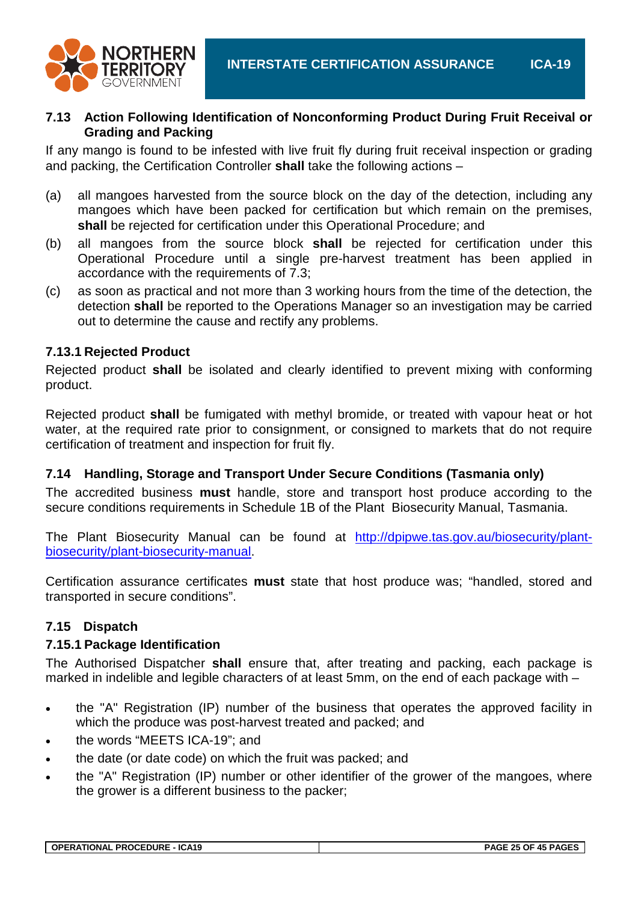### 7.13 Action Following Identification of Nonconforming Product During Fruit Receival or Grading and Packing

If any mango is found to be infested with live fruit fly during fruit receival inspection or grading and packing, the Certification Controller **shall** take the following actions –

(a) all mangoes harvested from the source block on the day of the detection, including any mangoes which have been packed for certification but which remain on the premises, **shall** be rejected for certification under this Operational Procedure; and

(b) all mangoes from the source block **shall** be rejected for certification under this Operational Procedure until a single pre-harvest treatment has been applied in accordance with the requirements of 7.3;

(c) as soon as practical and not more than 3 working hours from the time of the detection, the detection **shall** be reported to the Operations Manager so an investigation may be carried out to determine the cause and rectify any problems.

#### 7.13.1 Rejected Product

Rejected product **shall** be isolated and clearly identified to prevent mixing with conforming product.

Rejected product **shall** be fumigated with methyl bromide, or treated with vapour heat or hot water, at the required rate prior to consignment, or consigned to markets that do not require certification of treatment and inspection for fruit fly.

### 7.14 Handling, Storage and Transport Under Secure Conditions (Tasmania only)

The accredited business **must** handle, store and transport host produce according to the secure conditions requirements in Schedule 1B of the Plant Biosecurity Manual, Tasmania.

The Plant Biosecurity Manual can be found at http://dpipwe.tas.gov.au/biosecurity/plant-biosecurity/plant-biosecurity-manual.

Certification assurance certificates **must** state that host produce was; “handled, stored and transported in secure conditions”.

### 7.15 Dispatch

#### 7.15.1 Package Identification

The Authorised Dispatcher **shall** ensure that, after treating and packing, each package is marked in indelible and legible characters of at least 5mm, on the end of each package with –

- the "A" Registration (IP) number of the business that operates the approved facility in which the produce was post-harvest treated and packed; and
- the words “MEETS ICA-19”; and
- the date (or date code) on which the fruit was packed; and
- the "A" Registration (IP) number or other identifier of the grower of the mangoes, where the grower is a different business to the packer;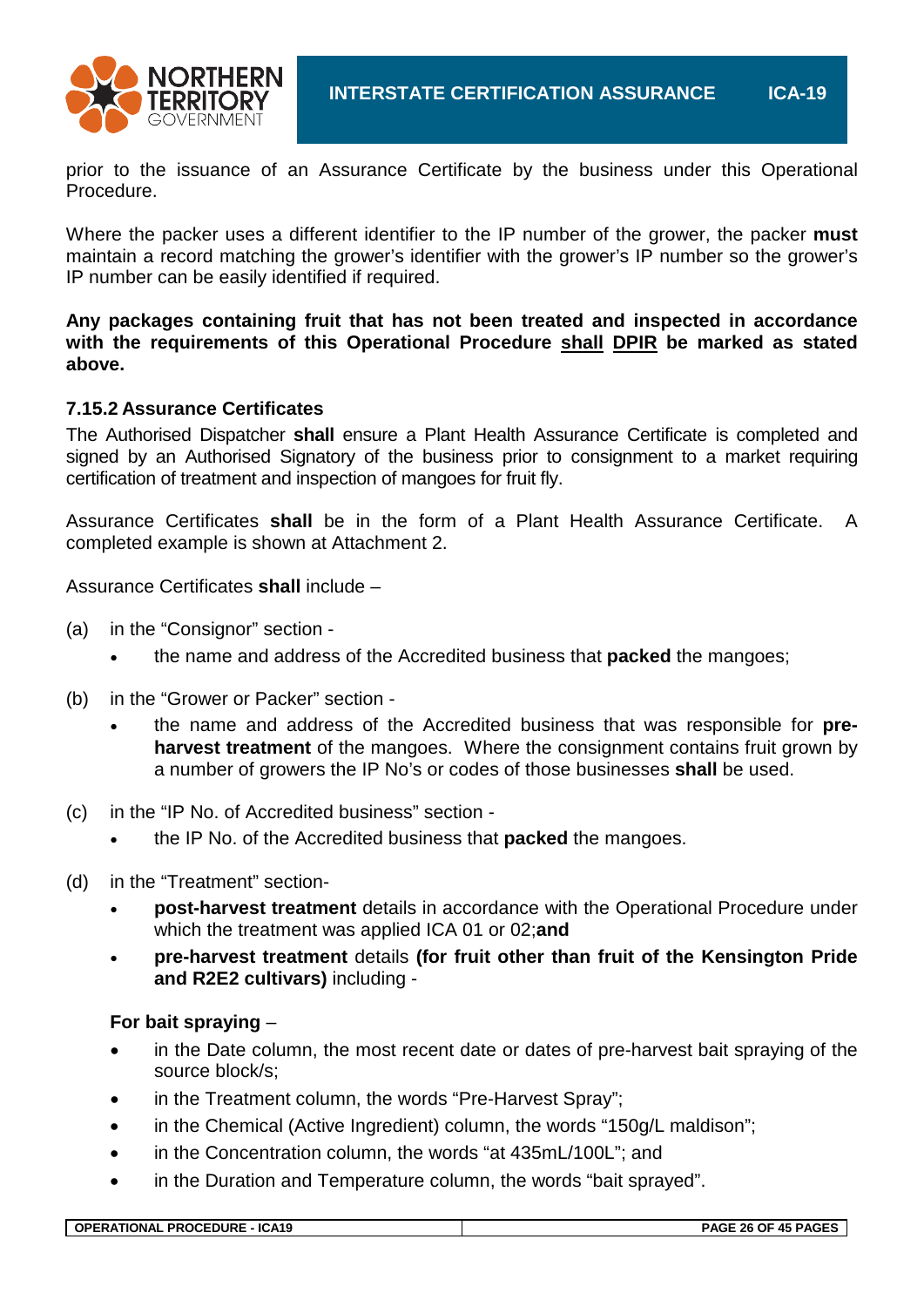prior to the issuance of an Assurance Certificate by the business under this Operational Procedure.

Where the packer uses a different identifier to the IP number of the grower, the packer **must** maintain a record matching the grower's identifier with the grower's IP number so the grower's IP number can be easily identified if required.

**Any packages containing fruit that has not been treated and inspected in accordance with the requirements of this Operational Procedure <u>shall</u> <u>DPIR</u> be marked as stated above.**

### 7.15.2 Assurance Certificates

The Authorised Dispatcher **shall** ensure a Plant Health Assurance Certificate is completed and signed by an Authorised Signatory of the business prior to consignment to a market requiring certification of treatment and inspection of mangoes for fruit fly.

Assurance Certificates **shall** be in the form of a Plant Health Assurance Certificate. A completed example is shown at Attachment 2.

Assurance Certificates **shall** include –

(a) in the "Consignor" section -
- the name and address of the Accredited business that **packed** the mangoes;

(b) in the "Grower or Packer" section -
- the name and address of the Accredited business that was responsible for **pre-harvest treatment** of the mangoes. Where the consignment contains fruit grown by a number of growers the IP No's or codes of those businesses **shall** be used.

(c) in the "IP No. of Accredited business" section -
- the IP No. of the Accredited business that **packed** the mangoes.

(d) in the "Treatment" section-
- **post-harvest treatment** details in accordance with the Operational Procedure under which the treatment was applied ICA 01 or 02;**and**
- **pre-harvest treatment** details **(for fruit other than fruit of the Kensington Pride and R2E2 cultivars)** including -

**For bait spraying** –

- in the Date column, the most recent date or dates of pre-harvest bait spraying of the source block/s;
- in the Treatment column, the words "Pre-Harvest Spray";
- in the Chemical (Active Ingredient) column, the words "150g/L maldison";
- in the Concentration column, the words "at 435mL/100L"; and
- in the Duration and Temperature column, the words "bait sprayed".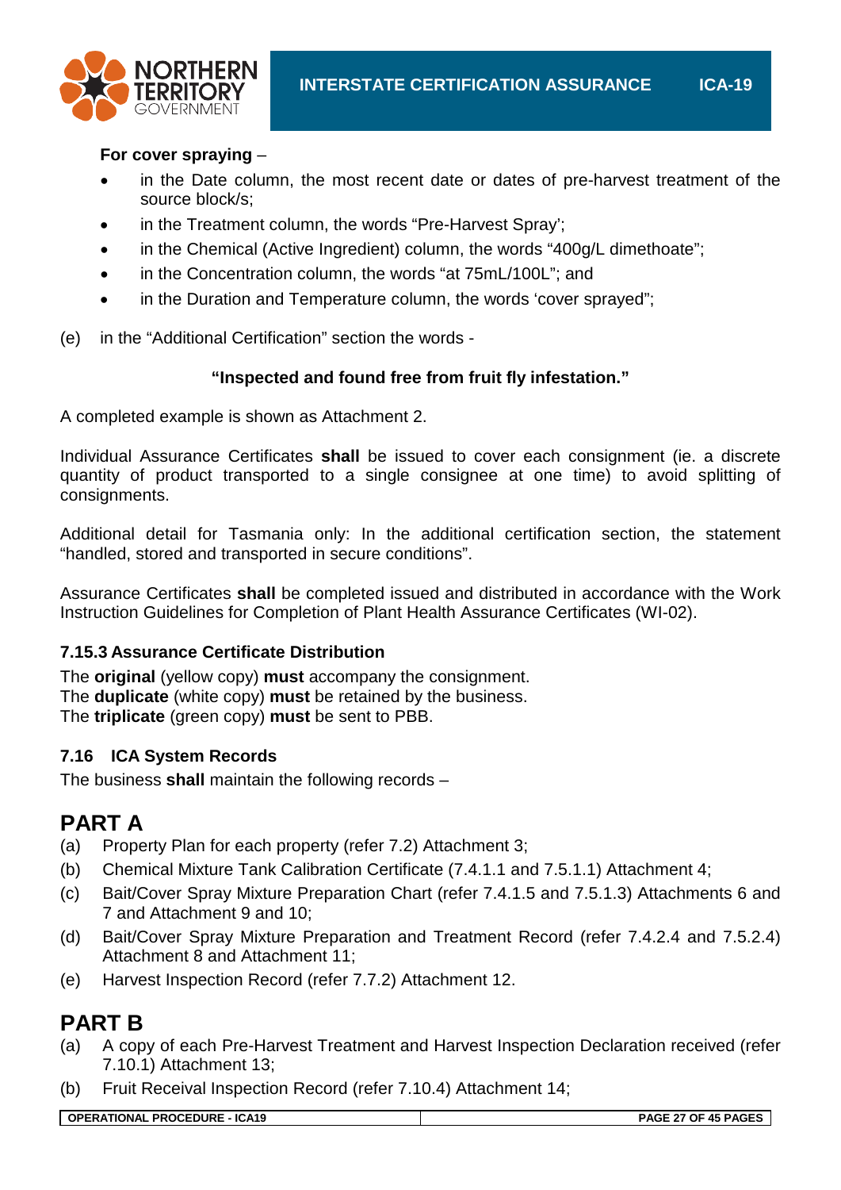**For cover spraying** –

- in the Date column, the most recent date or dates of pre-harvest treatment of the source block/s;
- in the Treatment column, the words "Pre-Harvest Spray';
- in the Chemical (Active Ingredient) column, the words "400g/L dimethoate";
- in the Concentration column, the words "at 75mL/100L"; and
- in the Duration and Temperature column, the words 'cover sprayed";

(e) in the "Additional Certification" section the words -

**"Inspected and found free from fruit fly infestation."**

A completed example is shown as Attachment 2.

Individual Assurance Certificates **shall** be issued to cover each consignment (ie. a discrete quantity of product transported to a single consignee at one time) to avoid splitting of consignments.

Additional detail for Tasmania only: In the additional certification section, the statement "handled, stored and transported in secure conditions".

Assurance Certificates **shall** be completed issued and distributed in accordance with the Work Instruction Guidelines for Completion of Plant Health Assurance Certificates (WI-02).

### 7.15.3 Assurance Certificate Distribution

The **original** (yellow copy) **must** accompany the consignment.
The **duplicate** (white copy) **must** be retained by the business.
The **triplicate** (green copy) **must** be sent to PBB.

### 7.16 ICA System Records

The business **shall** maintain the following records –

## PART A

(a) Property Plan for each property (refer 7.2) Attachment 3;
(b) Chemical Mixture Tank Calibration Certificate (7.4.1.1 and 7.5.1.1) Attachment 4;
(c) Bait/Cover Spray Mixture Preparation Chart (refer 7.4.1.5 and 7.5.1.3) Attachments 6 and 7 and Attachment 9 and 10;
(d) Bait/Cover Spray Mixture Preparation and Treatment Record (refer 7.4.2.4 and 7.5.2.4) Attachment 8 and Attachment 11;
(e) Harvest Inspection Record (refer 7.7.2) Attachment 12.

## PART B

(a) A copy of each Pre-Harvest Treatment and Harvest Inspection Declaration received (refer 7.10.1) Attachment 13;
(b) Fruit Receival Inspection Record (refer 7.10.4) Attachment 14;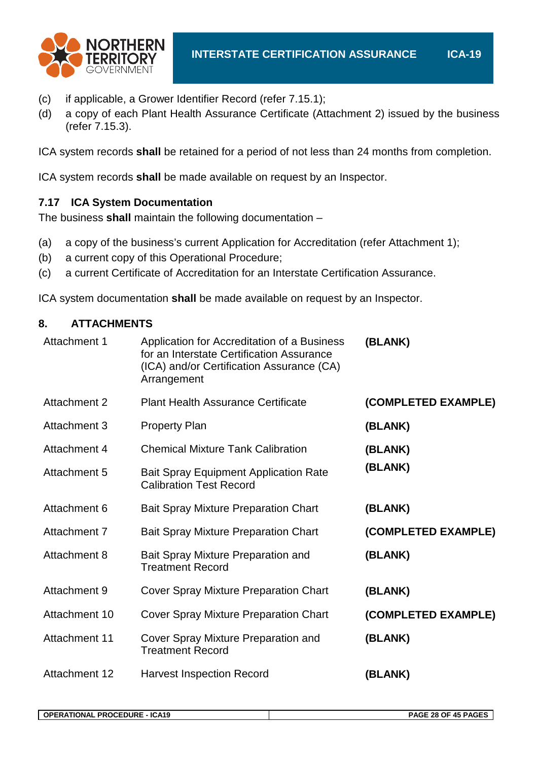(c) if applicable, a Grower Identifier Record (refer 7.15.1);

(d) a copy of each Plant Health Assurance Certificate (Attachment 2) issued by the business (refer 7.15.3).

ICA system records **shall** be retained for a period of not less than 24 months from completion.

ICA system records **shall** be made available on request by an Inspector.

### 7.17 ICA System Documentation

The business **shall** maintain the following documentation –

(a) a copy of the business's current Application for Accreditation (refer Attachment 1);

(b) a current copy of this Operational Procedure;

(c) a current Certificate of Accreditation for an Interstate Certification Assurance.

ICA system documentation **shall** be made available on request by an Inspector.

## 8. ATTACHMENTS

| | | |
|---|---|---|
| Attachment 1 | Application for Accreditation of a Business for an Interstate Certification Assurance (ICA) and/or Certification Assurance (CA) Arrangement | **(BLANK)** |
| Attachment 2 | Plant Health Assurance Certificate | **(COMPLETED EXAMPLE)** |
| Attachment 3 | Property Plan | **(BLANK)** |
| Attachment 4 | Chemical Mixture Tank Calibration | **(BLANK)** |
| Attachment 5 | Bait Spray Equipment Application Rate Calibration Test Record | **(BLANK)** |
| Attachment 6 | Bait Spray Mixture Preparation Chart | **(BLANK)** |
| Attachment 7 | Bait Spray Mixture Preparation Chart | **(COMPLETED EXAMPLE)** |
| Attachment 8 | Bait Spray Mixture Preparation and Treatment Record | **(BLANK)** |
| Attachment 9 | Cover Spray Mixture Preparation Chart | **(BLANK)** |
| Attachment 10 | Cover Spray Mixture Preparation Chart | **(COMPLETED EXAMPLE)** |
| Attachment 11 | Cover Spray Mixture Preparation and Treatment Record | **(BLANK)** |
| Attachment 12 | Harvest Inspection Record | **(BLANK)** |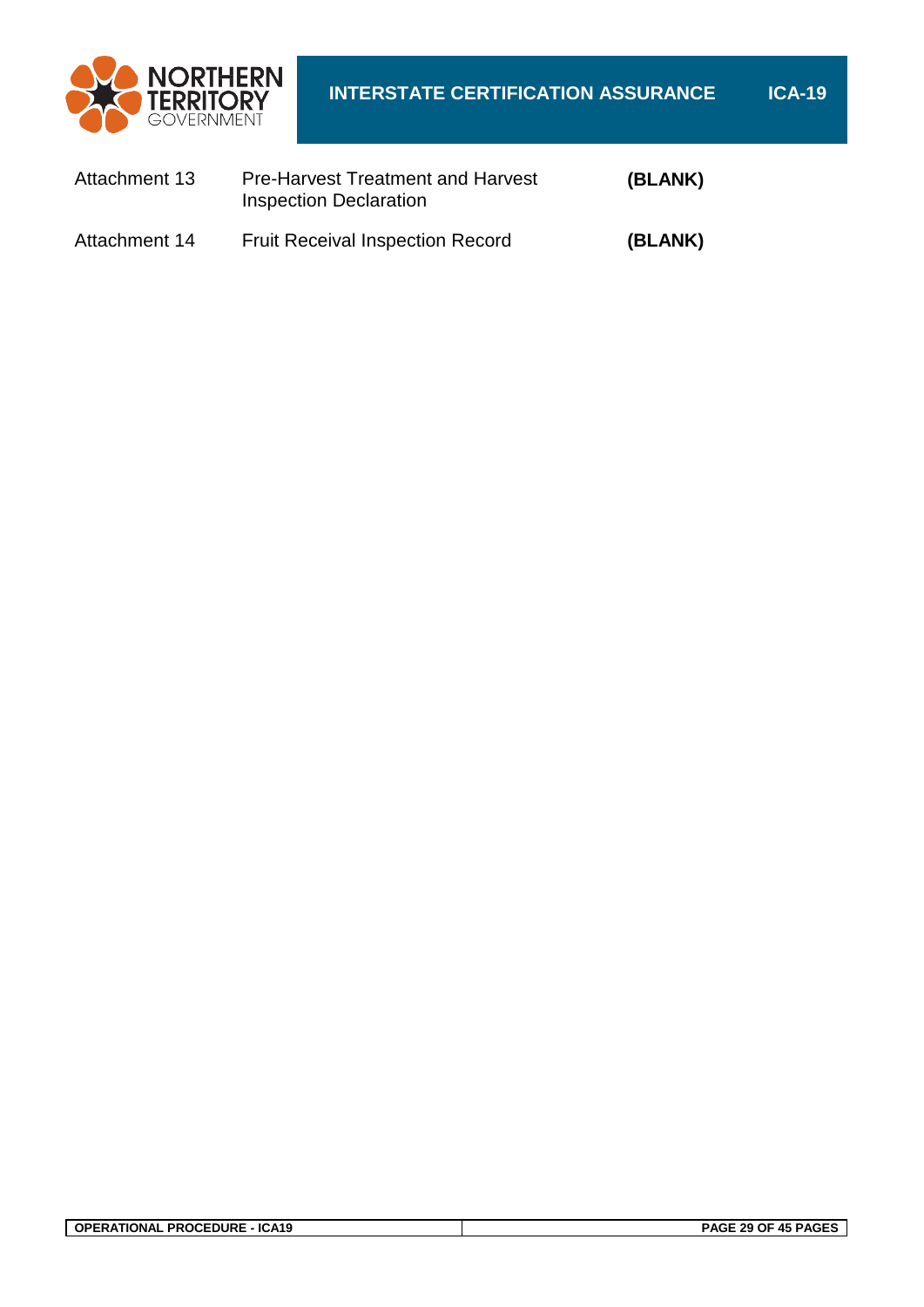| | | |
|---|---|---|
| Attachment 13 | Pre-Harvest Treatment and Harvest Inspection Declaration | **(BLANK)** |
| Attachment 14 | Fruit Receival Inspection Record | **(BLANK)** |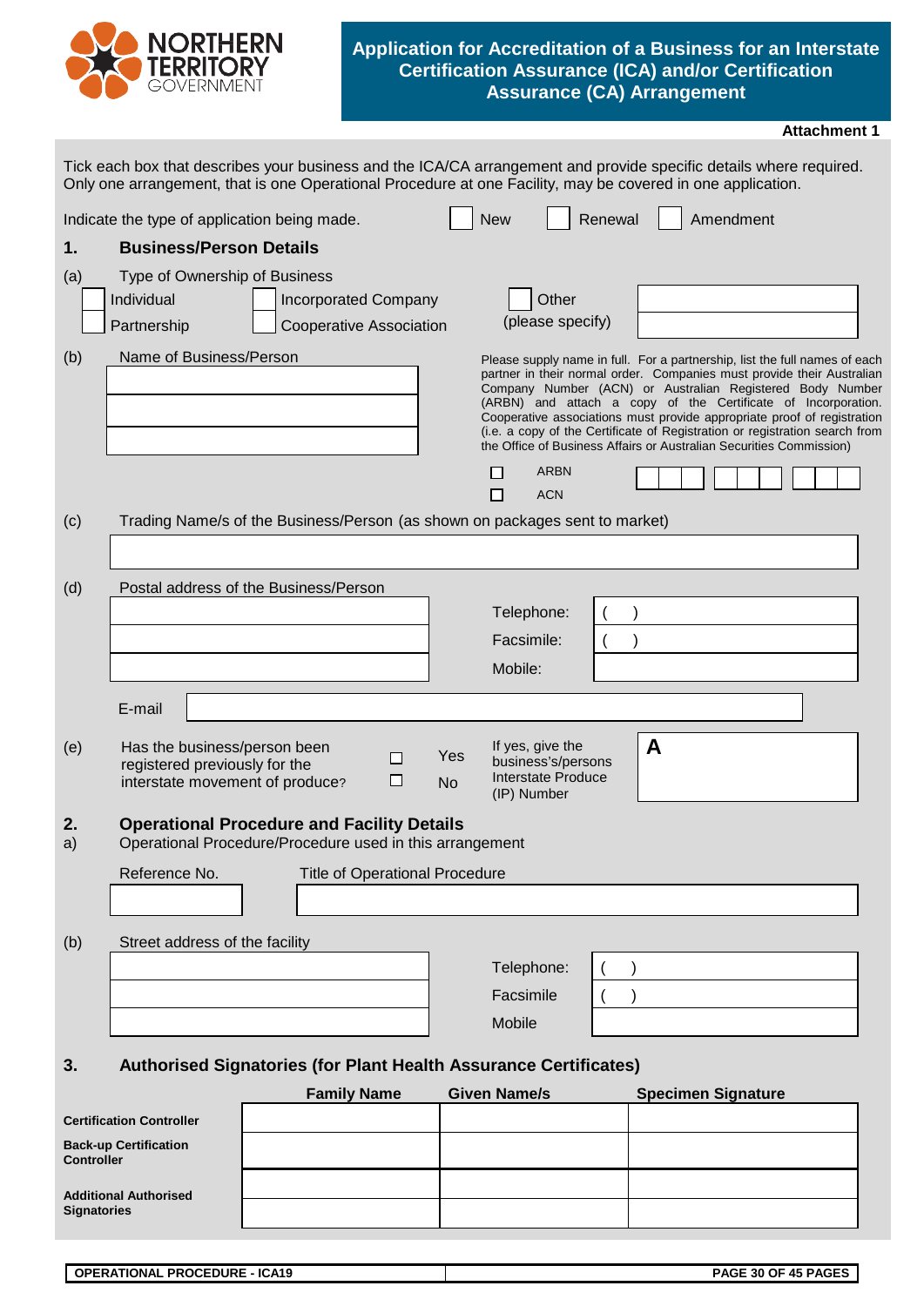NORTHERN TERRITORY GOVERNMENT

# Application for Accreditation of a Business for an Interstate Certification Assurance (ICA) and/or Certification Assurance (CA) Arrangement

**Attachment 1**

Tick each box that describes your business and the ICA/CA arrangement and provide specific details where required. Only one arrangement, that is one Operational Procedure at one Facility, may be covered in one application.

Indicate the type of application being made. ☐ New ☐ Renewal ☐ Amendment

## 1. Business/Person Details

(a) Type of Ownership of Business

☐ Individual ☐ Incorporated Company ☐ Other (please specify) \_\_\_\_\_\_\_\_

☐ Partnership ☐ Cooperative Association

(b) Name of Business/Person

Please supply name in full. For a partnership, list the full names of each partner in their normal order. Companies must provide their Australian Company Number (ACN) or Australian Registered Body Number (ARBN) and attach a copy of the Certificate of Incorporation. Cooperative associations must provide appropriate proof of registration (i.e. a copy of the Certificate of Registration or registration search from the Office of Business Affairs or Australian Securities Commission)

☐ ARBN

☐ ACN

(c) Trading Name/s of the Business/Person (as shown on packages sent to market)

(d) Postal address of the Business/Person

Telephone: (  )

Facsimile: (  )

Mobile:

E-mail

(e) Has the business/person been registered previously for the interstate movement of produce? ☐ Yes ☐ No

If yes, give the business's/persons Interstate Produce (IP) Number **A**

## 2. Operational Procedure and Facility Details

a) Operational Procedure/Procedure used in this arrangement

Reference No. | Title of Operational Procedure

(b) Street address of the facility

Telephone: (  )

Facsimile (  )

Mobile

## 3. Authorised Signatories (for Plant Health Assurance Certificates)

| | Family Name | Given Name/s | Specimen Signature |
|---|---|---|---|
| **Certification Controller** | | | |
| **Back-up Certification Controller** | | | |
| **Additional Authorised Signatories** | | | |
| | | | |

OPERATIONAL PROCEDURE - ICA19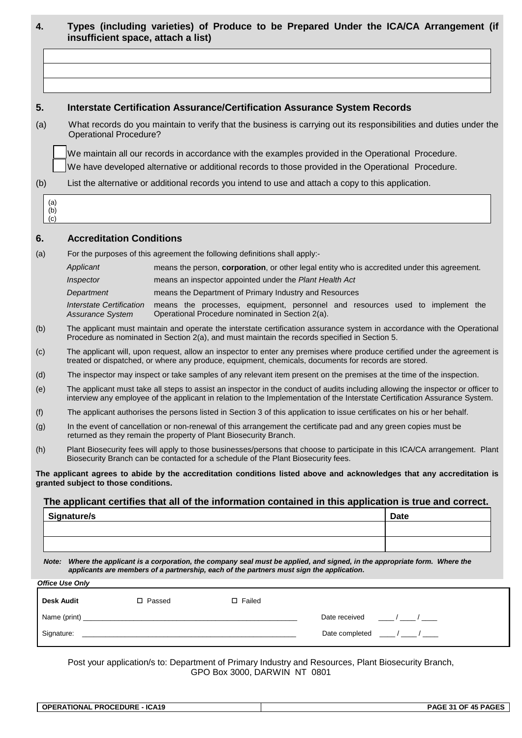## 4. Types (including varieties) of Produce to be Prepared Under the ICA/CA Arrangement (if insufficient space, attach a list)

| |
|---|
| |
| |
| |

## 5. Interstate Certification Assurance/Certification Assurance System Records

(a) What records do you maintain to verify that the business is carrying out its responsibilities and duties under the Operational Procedure?

☐ We maintain all our records in accordance with the examples provided in the Operational Procedure.

☐ We have developed alternative or additional records to those provided in the Operational Procedure.

(b) List the alternative or additional records you intend to use and attach a copy to this application.

(a)
(b)
(c)

## 6. Accreditation Conditions

(a) For the purposes of this agreement the following definitions shall apply:-

| | |
|---|---|
| *Applicant* | means the person, **corporation**, or other legal entity who is accredited under this agreement. |
| *Inspector* | means an inspector appointed under the *Plant Health Act* |
| *Department* | means the Department of Primary Industry and Resources |
| *Interstate Certification Assurance System* | means the processes, equipment, personnel and resources used to implement the Operational Procedure nominated in Section 2(a). |

(b) The applicant must maintain and operate the interstate certification assurance system in accordance with the Operational Procedure as nominated in Section 2(a), and must maintain the records specified in Section 5.

(c) The applicant will, upon request, allow an inspector to enter any premises where produce certified under the agreement is treated or dispatched, or where any produce, equipment, chemicals, documents for records are stored.

(d) The inspector may inspect or take samples of any relevant item present on the premises at the time of the inspection.

(e) The applicant must take all steps to assist an inspector in the conduct of audits including allowing the inspector or officer to interview any employee of the applicant in relation to the Implementation of the Interstate Certification Assurance System.

(f) The applicant authorises the persons listed in Section 3 of this application to issue certificates on his or her behalf.

(g) In the event of cancellation or non-renewal of this arrangement the certificate pad and any green copies must be returned as they remain the property of Plant Biosecurity Branch.

(h) Plant Biosecurity fees will apply to those businesses/persons that choose to participate in this ICA/CA arrangement. Plant Biosecurity Branch can be contacted for a schedule of the Plant Biosecurity fees.

**The applicant agrees to abide by the accreditation conditions listed above and acknowledges that any accreditation is granted subject to those conditions.**

**The applicant certifies that all of the information contained in this application is true and correct.**

| Signature/s | Date |
|---|---|
| | |
| | |

***Note: Where the applicant is a corporation, the company seal must be applied, and signed, in the appropriate form. Where the applicants are members of a partnership, each of the partners must sign the application.***

***Office Use Only***

| | | | |
|---|---|---|---|
| **Desk Audit** | ☐ Passed | ☐ Failed | |
| Name (print) ______________________ | | | Date received ____ / ____ / ____ |
| Signature: ______________________ | | | Date completed ____ / ____ / ____ |

Post your application/s to: Department of Primary Industry and Resources, Plant Biosecurity Branch, GPO Box 3000, DARWIN NT 0801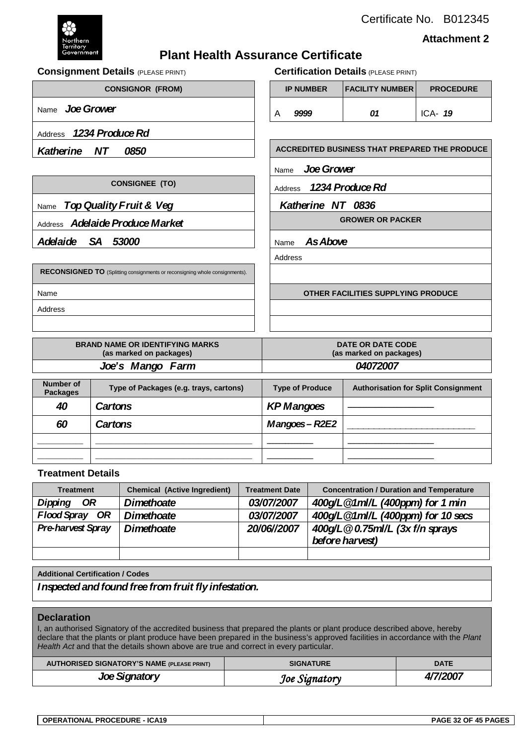Certificate No. B012345

**Attachment 2**

Northern Territory Government

# Plant Health Assurance Certificate

## Consignment Details (PLEASE PRINT)

| CONSIGNOR (FROM) |
|---|
| Name *Joe Grower* |
| Address *1234 Produce Rd* |
| *Katherine NT 0850* |

| CONSIGNEE (TO) |
|---|
| Name *Top Quality Fruit & Veg* |
| Address *Adelaide Produce Market* |
| *Adelaide SA 53000* |

| RECONSIGNED TO (Splitting consignments or reconsigning whole consignments). |
|---|
| Name |
| Address |
| |

## Certification Details (PLEASE PRINT)

| IP NUMBER | FACILITY NUMBER | PROCEDURE |
|---|---|---|
| A *9999* | *01* | ICA- *19* |

| ACCREDITED BUSINESS THAT PREPARED THE PRODUCE |
|---|
| Name *Joe Grower* |
| Address *1234 Produce Rd* |
| *Katherine NT 0836* |

| GROWER OR PACKER |
|---|
| Name *As Above* |
| Address |
| |

| OTHER FACILITIES SUPPLYING PRODUCE |
|---|
| |
| |

| BRAND NAME OR IDENTIFYING MARKS (as marked on packages) | DATE OR DATE CODE (as marked on packages) |
|---|---|
| *Joe's Mango Farm* | *04072007* |

| Number of Packages | Type of Packages (e.g. trays, cartons) | Type of Produce | Authorisation for Split Consignment |
|---|---|---|---|
| *40* | *Cartons* | *KP Mangoes* | |
| *60* | *Cartons* | *Mangoes – R2E2* | |
| | | | |
| | | | |

## Treatment Details

| Treatment | Chemical (Active Ingredient) | Treatment Date | Concentration / Duration and Temperature |
|---|---|---|---|
| *Dipping OR* | *Dimethoate* | *03/07/2007* | *400g/L@1ml/L (400ppm) for 1 min* |
| *Flood Spray OR* | *Dimethoate* | *03/07/2007* | *400g/L@1ml/L (400ppm) for 10 secs* |
| *Pre-harvest Spray* | *Dimethoate* | *20/06//2007* | *400g/L@ 0.75ml/L (3x f/n sprays before harvest)* |
| | | | |

| Additional Certification / Codes |
|---|
| *Inspected and found free from fruit fly infestation.* |

## Declaration

I, an authorised Signatory of the accredited business that prepared the plants or plant produce described above, hereby declare that the plants or plant produce have been prepared in the business's approved facilities in accordance with the *Plant Health Act* and that the details shown above are true and correct in every particular.

| AUTHORISED SIGNATORY'S NAME (PLEASE PRINT) | SIGNATURE | DATE |
|---|---|---|
| *Joe Signatory* | *Joe Signatory* | *4/7/2007* |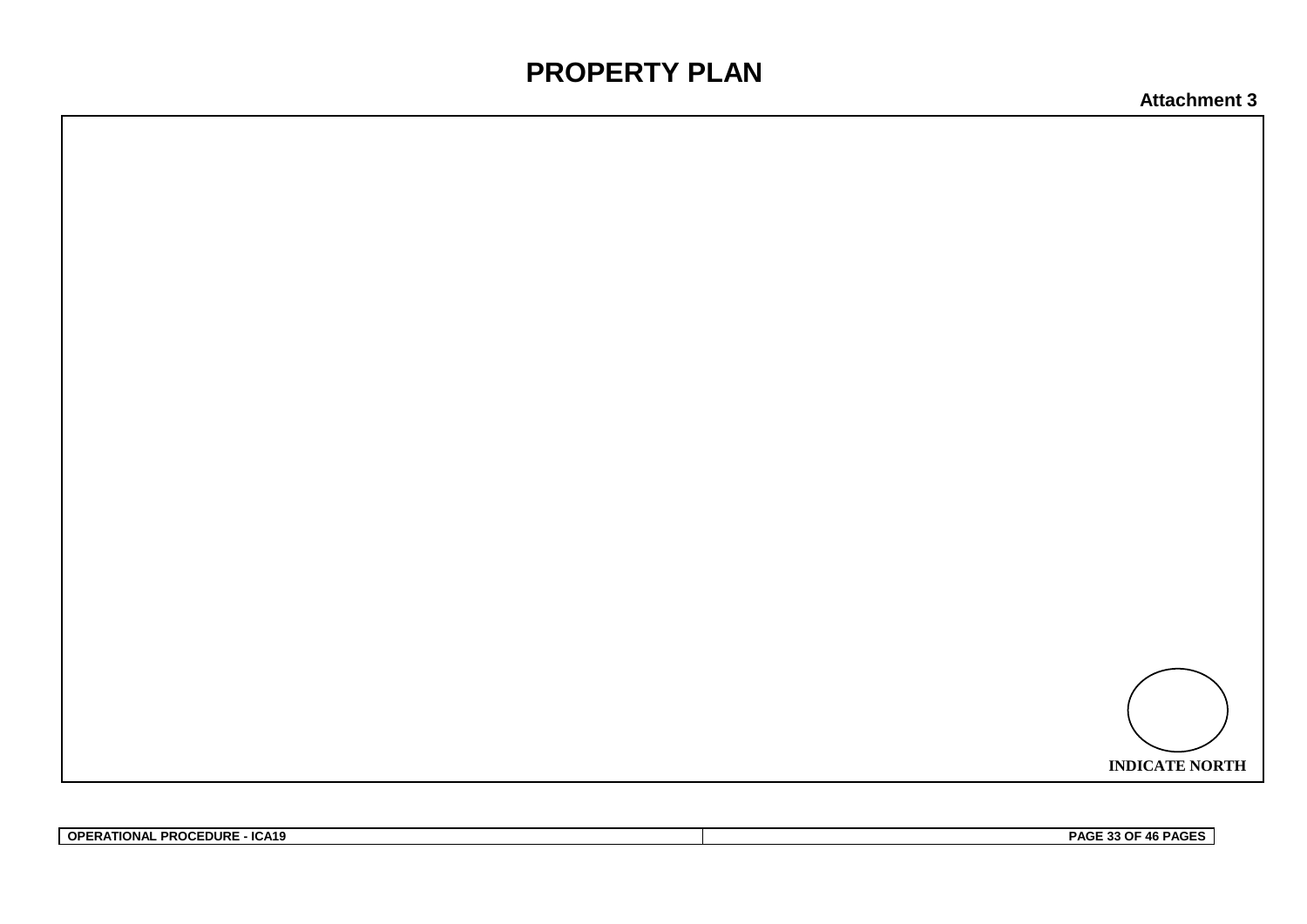# PROPERTY PLAN

**Attachment 3**

**INDICATE NORTH**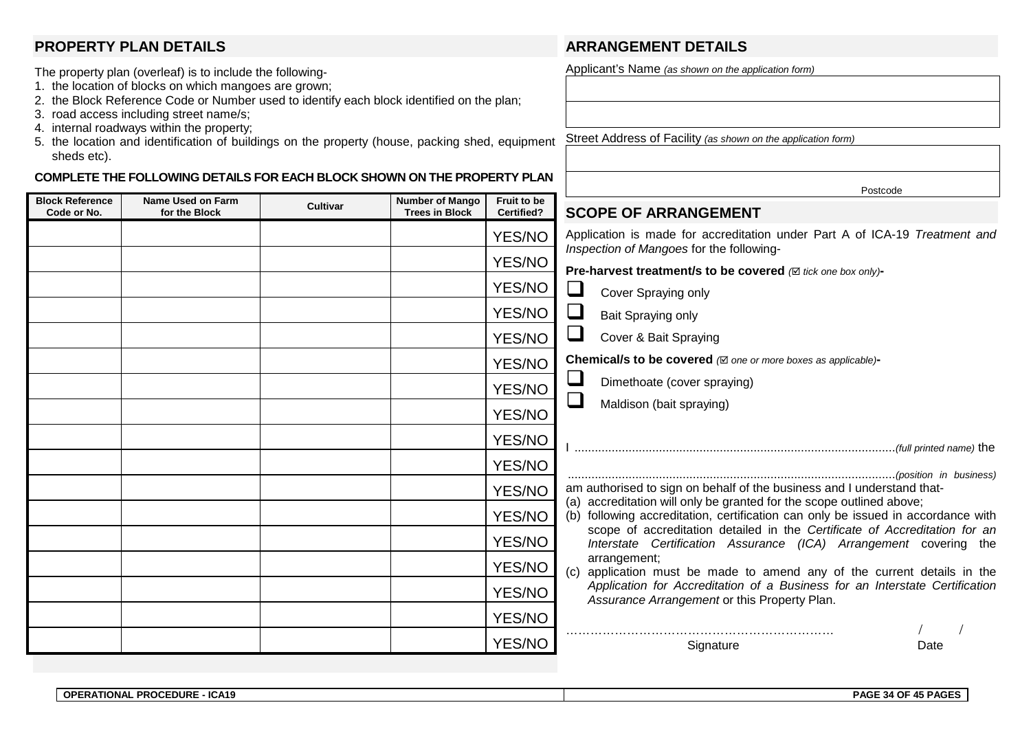## PROPERTY PLAN DETAILS

The property plan (overleaf) is to include the following-

1. the location of blocks on which mangoes are grown;
2. the Block Reference Code or Number used to identify each block identified on the plan;
3. road access including street name/s;
4. internal roadways within the property;
5. the location and identification of buildings on the property (house, packing shed, equipment sheds etc).

**COMPLETE THE FOLLOWING DETAILS FOR EACH BLOCK SHOWN ON THE PROPERTY PLAN**

| Block Reference Code or No. | Name Used on Farm for the Block | Cultivar | Number of Mango Trees in Block | Fruit to be Certified? |
|---|---|---|---|---|
| | | | | YES/NO |
| | | | | YES/NO |
| | | | | YES/NO |
| | | | | YES/NO |
| | | | | YES/NO |
| | | | | YES/NO |
| | | | | YES/NO |
| | | | | YES/NO |
| | | | | YES/NO |
| | | | | YES/NO |
| | | | | YES/NO |
| | | | | YES/NO |
| | | | | YES/NO |
| | | | | YES/NO |
| | | | | YES/NO |
| | | | | YES/NO |
| | | | | YES/NO |

## ARRANGEMENT DETAILS

Applicant's Name *(as shown on the application form)*

| |
|---|
| |
| |

Street Address of Facility *(as shown on the application form)*

| |
|---|
| |
| Postcode |

## SCOPE OF ARRANGEMENT

Application is made for accreditation under Part A of ICA-19 *Treatment and Inspection of Mangoes* for the following-

**Pre-harvest treatment/s to be covered** *(☑ tick one box only)*-

- ☐ Cover Spraying only
- ☐ Bait Spraying only
- ☐ Cover & Bait Spraying

**Chemical/s to be covered** *(☑ one or more boxes as applicable)*-

- ☐ Dimethoate (cover spraying)
- ☐ Maldison (bait spraying)

I ..............................................................................................*(full printed name)* the

.................................................................................................*(position in business)*
am authorised to sign on behalf of the business and I understand that-

(a) accreditation will only be granted for the scope outlined above;
(b) following accreditation, certification can only be issued in accordance with scope of accreditation detailed in the *Certificate of Accreditation for an Interstate Certification Assurance (ICA) Arrangement* covering the arrangement;
(c) application must be made to amend any of the current details in the *Application for Accreditation of a Business for an Interstate Certification Assurance Arrangement* or this Property Plan.

……………………………………………………………. &nbsp;&nbsp;&nbsp;&nbsp;&nbsp;&nbsp;&nbsp;&nbsp; / &nbsp;&nbsp;&nbsp; /
Signature &nbsp;&nbsp;&nbsp;&nbsp;&nbsp;&nbsp;&nbsp;&nbsp;&nbsp;&nbsp;&nbsp;&nbsp;&nbsp;&nbsp;&nbsp;&nbsp;&nbsp;&nbsp;&nbsp;&nbsp;&nbsp;&nbsp;&nbsp;&nbsp;&nbsp;&nbsp;&nbsp;&nbsp;&nbsp;&nbsp;&nbsp;&nbsp; Date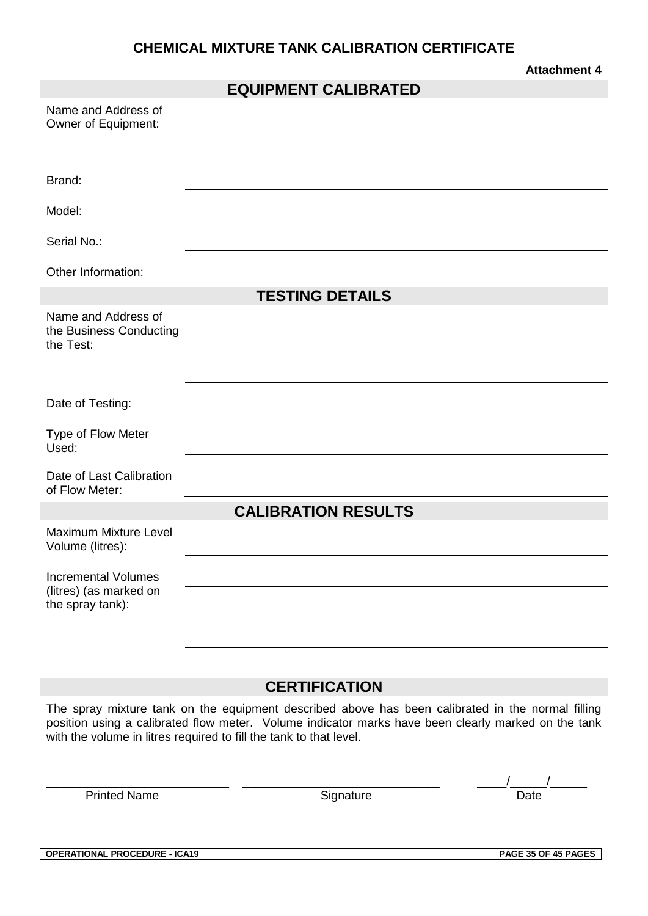# CHEMICAL MIXTURE TANK CALIBRATION CERTIFICATE

**Attachment 4**

## EQUIPMENT CALIBRATED

Name and Address of Owner of Equipment: ____________________________________________

____________________________________________

Brand: ____________________________________________

Model: ____________________________________________

Serial No.: ____________________________________________

Other Information: ____________________________________________

## TESTING DETAILS

Name and Address of the Business Conducting the Test: ____________________________________________

____________________________________________

Date of Testing: ____________________________________________

Type of Flow Meter Used: ____________________________________________

Date of Last Calibration of Flow Meter: ____________________________________________

## CALIBRATION RESULTS

Maximum Mixture Level Volume (litres): ____________________________________________

Incremental Volumes (litres) (as marked on the spray tank): ____________________________________________

____________________________________________

____________________________________________

____________________________________________

## CERTIFICATION

The spray mixture tank on the equipment described above has been calibrated in the normal filling position using a calibrated flow meter. Volume indicator marks have been clearly marked on the tank with the volume in litres required to fill the tank to that level.

| ___________________________ | ______________________________ | ____/_____/_____ |
|---|---|---|
| Printed Name | Signature | Date |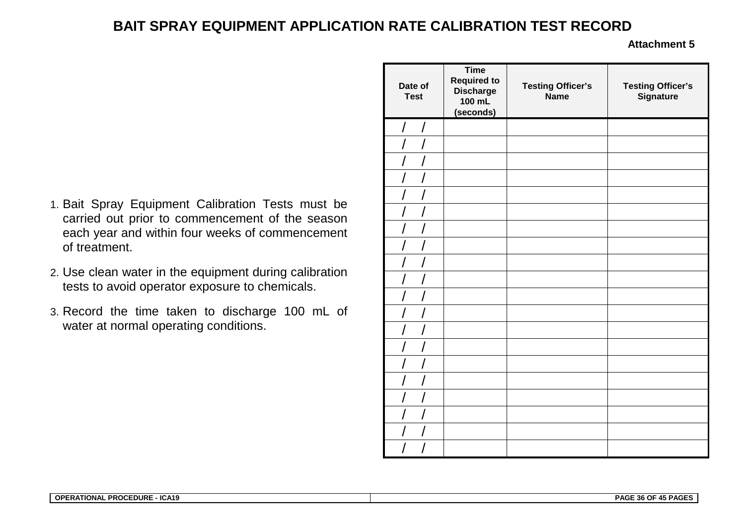# BAIT SPRAY EQUIPMENT APPLICATION RATE CALIBRATION TEST RECORD

**Attachment 5**

1. Bait Spray Equipment Calibration Tests must be carried out prior to commencement of the season each year and within four weeks of commencement of treatment.
2. Use clean water in the equipment during calibration tests to avoid operator exposure to chemicals.
3. Record the time taken to discharge 100 mL of water at normal operating conditions.

| Date of Test | Time Required to Discharge 100 mL (seconds) | Testing Officer's Name | Testing Officer's Signature |
|---|---|---|---|
| / / | | | |
| / / | | | |
| / / | | | |
| / / | | | |
| / / | | | |
| / / | | | |
| / / | | | |
| / / | | | |
| / / | | | |
| / / | | | |
| / / | | | |
| / / | | | |
| / / | | | |
| / / | | | |
| / / | | | |
| / / | | | |
| / / | | | |
| / / | | | |
| / / | | | |
| / / | | | |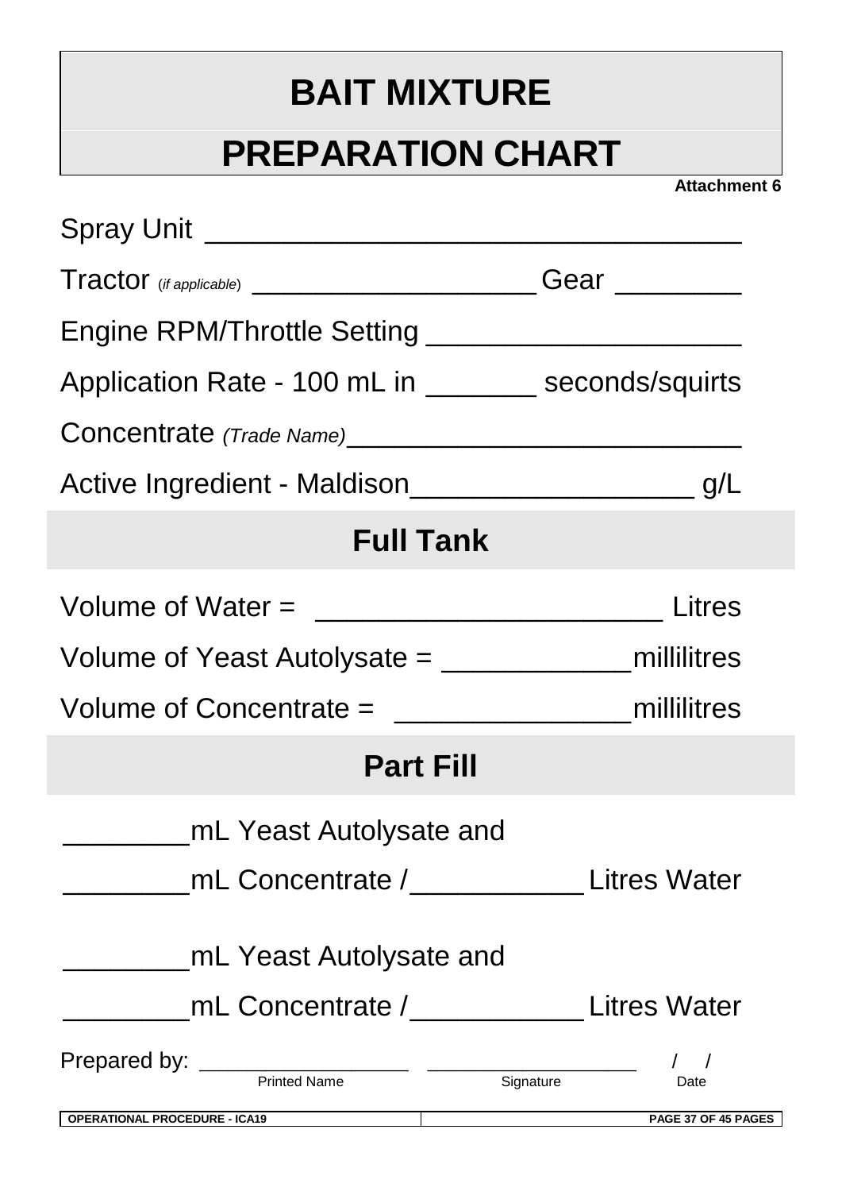# BAIT MIXTURE

# PREPARATION CHART

**Attachment 6**

Spray Unit ________________________________

Tractor (*if applicable*) ________________ Gear ________

Engine RPM/Throttle Setting ____________________

Application Rate - 100 mL in _______ seconds/squirts

Concentrate *(Trade Name)*_________________________

Active Ingredient - Maldison_________________ g/L

## Full Tank

Volume of Water = _____________________ Litres

Volume of Yeast Autolysate = ___________millilitres

Volume of Concentrate = ______________millilitres

## Part Fill

________mL Yeast Autolysate and

________mL Concentrate /__________ Litres Water

________mL Yeast Autolysate and

________mL Concentrate /__________ Litres Water

Prepared by: ________________ ________________ / /

Printed Name Signature Date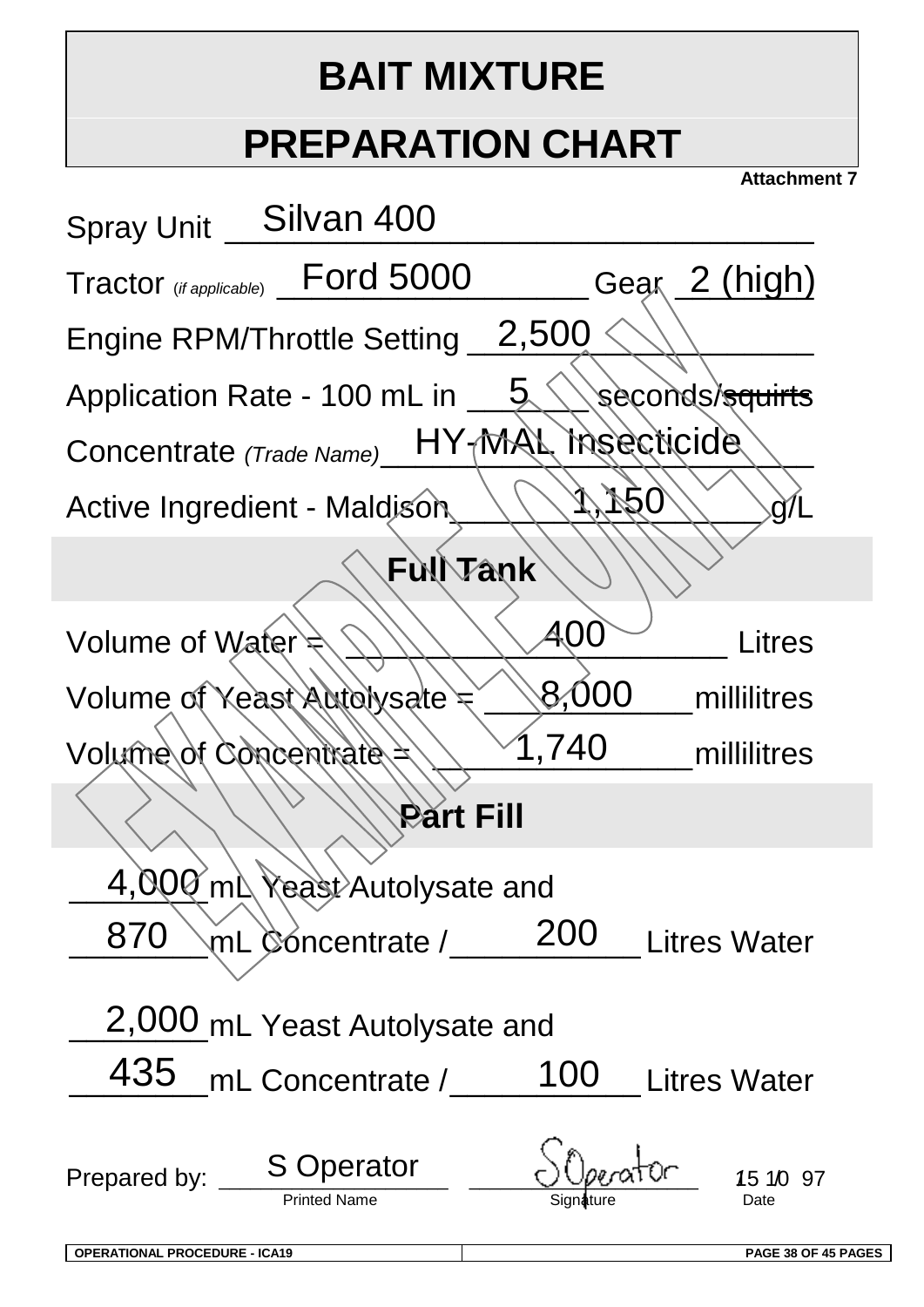# BAIT MIXTURE

# PREPARATION CHART

**Attachment 7**

Spray Unit Silvan 400

Tractor (*if applicable*) Ford 5000 Gear 2 (high)

Engine RPM/Throttle Setting 2,500

Application Rate - 100 mL in 5 seconds/~~squirts~~

Concentrate *(Trade Name)* HY-MAL Insecticide

Active Ingredient - Maldison 1,150 g/L

## Full Tank

Volume of Water = 400 Litres

Volume of Yeast Autolysate = 8,000 millilitres

Volume of Concentrate = 1,740 millilitres

## Part Fill

4,000 mL Yeast Autolysate and

870 mL Concentrate / 200 Litres Water

2,000 mL Yeast Autolysate and

435 mL Concentrate / 100 Litres Water

Prepared by: S Operator (Printed Name) SOperator (Signature) 15 10 97 (Date)

EXAMPLE ONLY

OPERATIONAL PROCEDURE - ICA19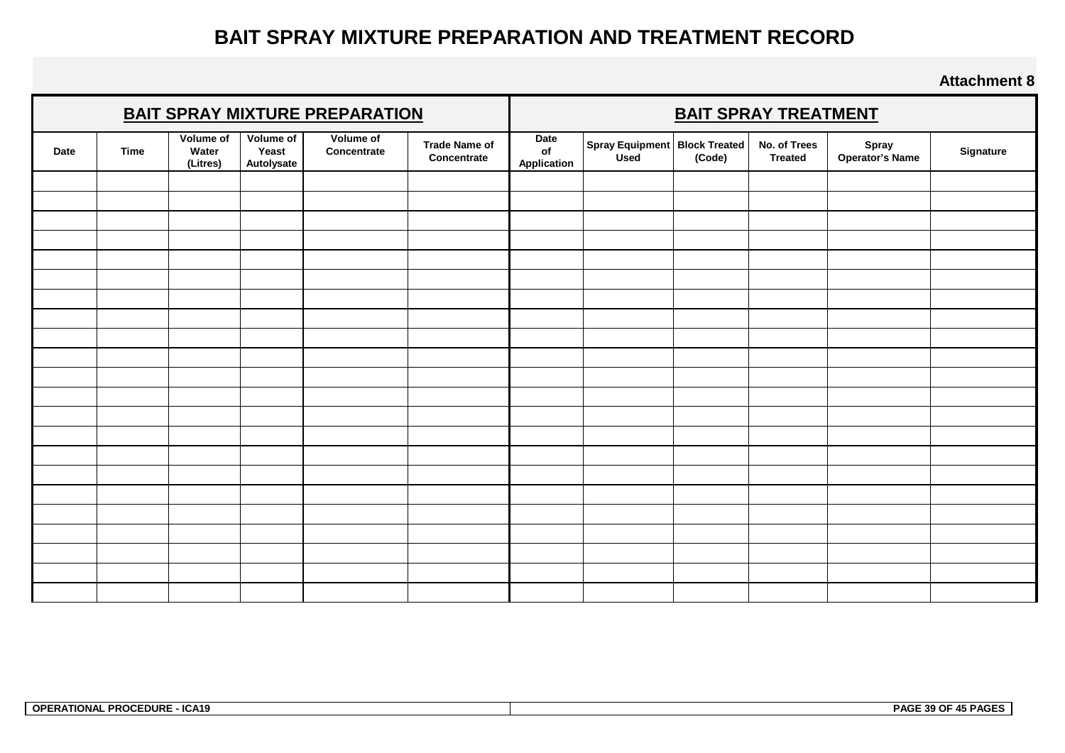# BAIT SPRAY MIXTURE PREPARATION AND TREATMENT RECORD

**Attachment 8**

| **BAIT SPRAY MIXTURE PREPARATION** | | | | | | **BAIT SPRAY TREATMENT** | | | | | |
|---|---|---|---|---|---|---|---|---|---|---|---|
| **Date** | **Time** | **Volume of Water (Litres)** | **Volume of Yeast Autolysate** | **Volume of Concentrate** | **Trade Name of Concentrate** | **Date of Application** | **Spray Equipment Used** | **Block Treated (Code)** | **No. of Trees Treated** | **Spray Operator's Name** | **Signature** |
| | | | | | | | | | | | |
| | | | | | | | | | | | |
| | | | | | | | | | | | |
| | | | | | | | | | | | |
| | | | | | | | | | | | |
| | | | | | | | | | | | |
| | | | | | | | | | | | |
| | | | | | | | | | | | |
| | | | | | | | | | | | |
| | | | | | | | | | | | |
| | | | | | | | | | | | |
| | | | | | | | | | | | |
| | | | | | | | | | | | |
| | | | | | | | | | | | |
| | | | | | | | | | | | |
| | | | | | | | | | | | |
| | | | | | | | | | | | |
| | | | | | | | | | | | |
| | | | | | | | | | | | |
| | | | | | | | | | | | |
| | | | | | | | | | | | |
| | | | | | | | | | | | |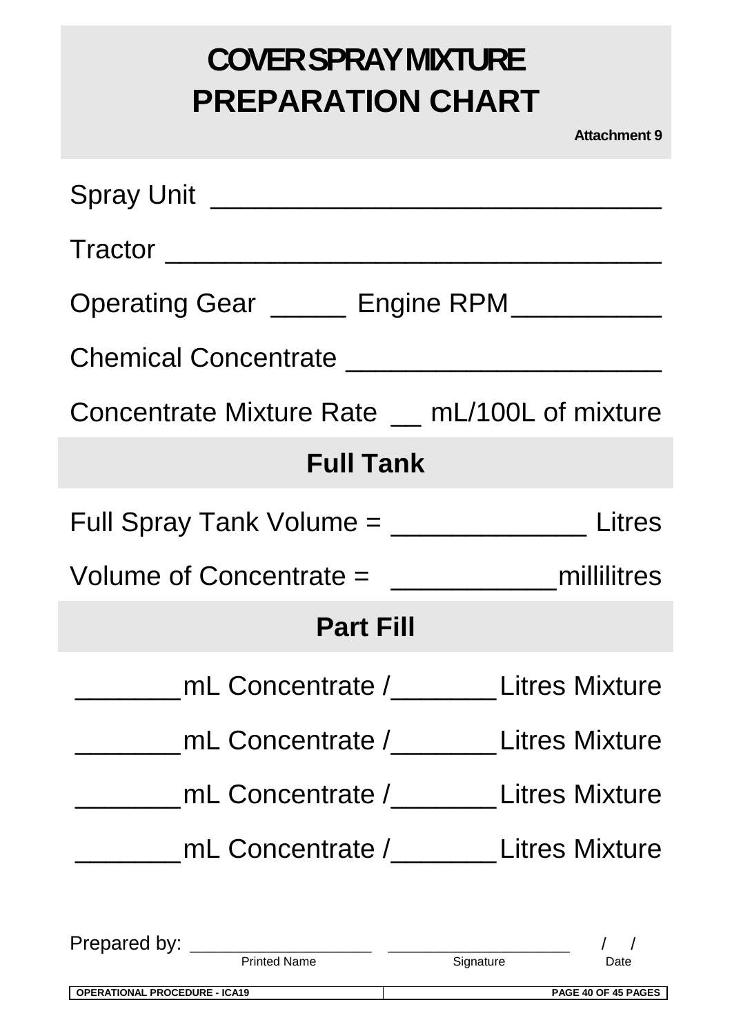# COVER SPRAY MIXTURE PREPARATION CHART

**Attachment 9**

Spray Unit ______________________________

Tractor ________________________________

Operating Gear _____ Engine RPM__________

Chemical Concentrate _____________________

Concentrate Mixture Rate __ mL/100L of mixture

## Full Tank

Full Spray Tank Volume = _____________ Litres

Volume of Concentrate = ___________millilitres

## Part Fill

_______mL Concentrate /_______Litres Mixture

_______mL Concentrate /_______Litres Mixture

_______mL Concentrate /_______Litres Mixture

_______mL Concentrate /_______Litres Mixture

Prepared by: _________________ _________________ / /

Printed Name Signature Date

OPERATIONAL PROCEDURE - ICA19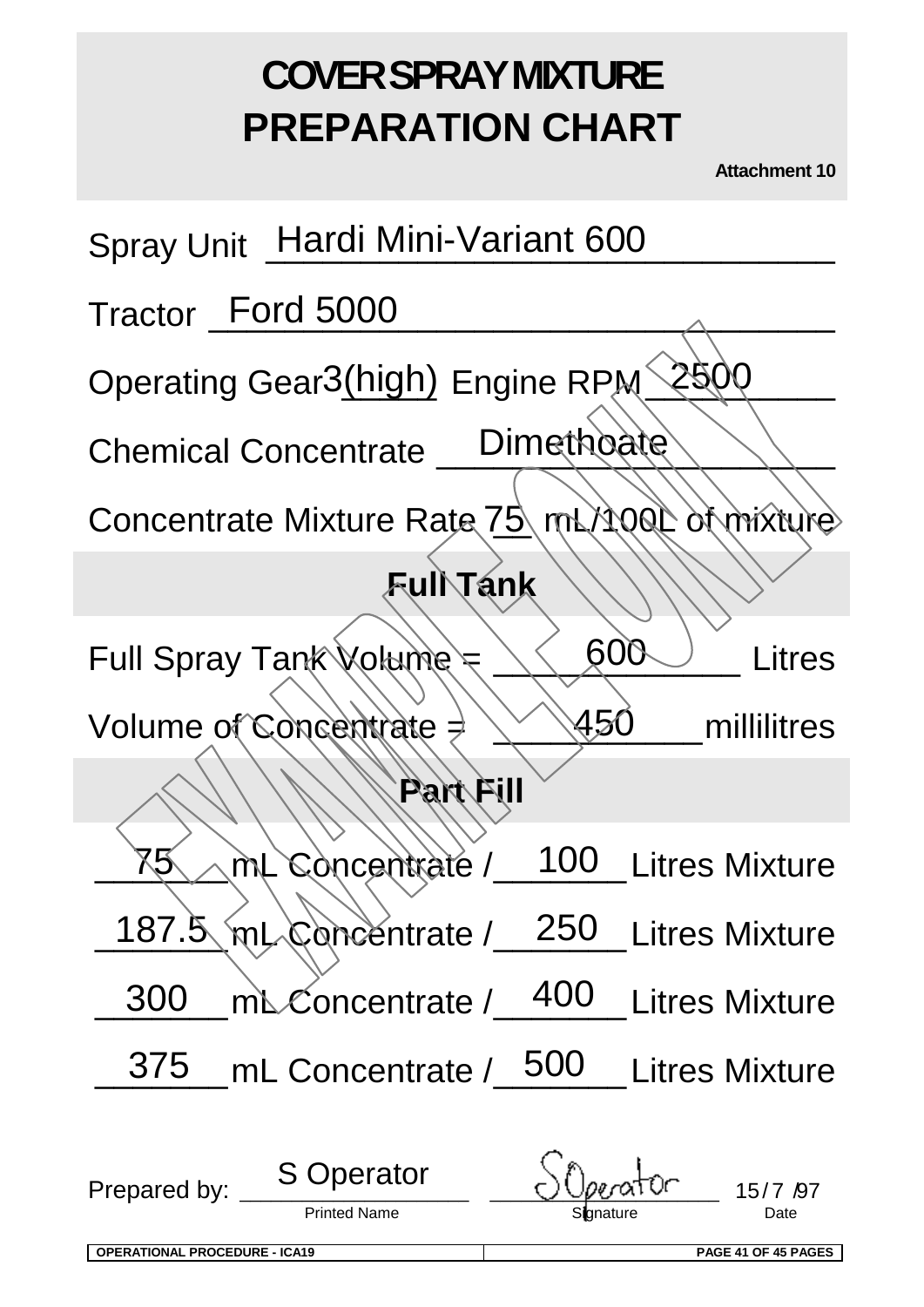# COVER SPRAY MIXTURE PREPARATION CHART

**Attachment 10**

Spray Unit Hardi Mini-Variant 600

Tractor Ford 5000

Operating Gear 3(high) Engine RPM 2500

Chemical Concentrate Dimethoate

Concentrate Mixture Rate 75 mL/100L of mixture

## Full Tank

Full Spray Tank Volume = 600 Litres

Volume of Concentrate = 450 millilitres

## Part Fill

75 mL Concentrate / 100 Litres Mixture

187.5 mL Concentrate / 250 Litres Mixture

300 mL Concentrate / 400 Litres Mixture

375 mL Concentrate / 500 Litres Mixture

Prepared by: S Operator (Printed Name) SOperator (Signature) 15/7/97 (Date)

EXAMPLE ONLY

OPERATIONAL PROCEDURE - ICA19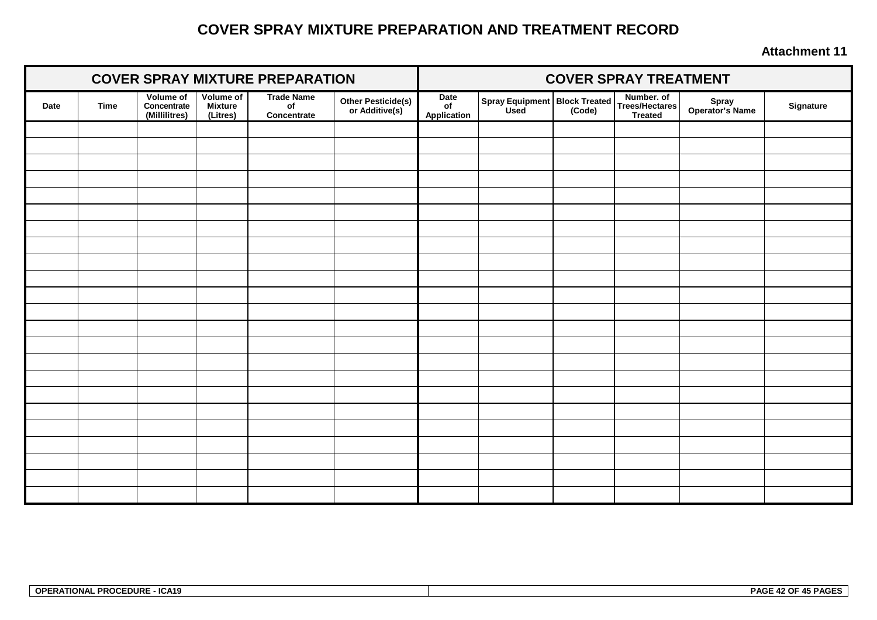# COVER SPRAY MIXTURE PREPARATION AND TREATMENT RECORD

**Attachment 11**

| COVER SPRAY MIXTURE PREPARATION | | | | | | COVER SPRAY TREATMENT | | | | | |
|---|---|---|---|---|---|---|---|---|---|---|---|
| Date | Time | Volume of Concentrate (Millilitres) | Volume of Mixture (Litres) | Trade Name of Concentrate | Other Pesticide(s) or Additive(s) | Date of Application | Spray Equipment Used | Block Treated (Code) | Number. of Trees/Hectares Treated | Spray Operator's Name | Signature |
| | | | | | | | | | | | |
| | | | | | | | | | | | |
| | | | | | | | | | | | |
| | | | | | | | | | | | |
| | | | | | | | | | | | |
| | | | | | | | | | | | |
| | | | | | | | | | | | |
| | | | | | | | | | | | |
| | | | | | | | | | | | |
| | | | | | | | | | | | |
| | | | | | | | | | | | |
| | | | | | | | | | | | |
| | | | | | | | | | | | |
| | | | | | | | | | | | |
| | | | | | | | | | | | |
| | | | | | | | | | | | |
| | | | | | | | | | | | |
| | | | | | | | | | | | |
| | | | | | | | | | | | |
| | | | | | | | | | | | |
| | | | | | | | | | | | |
| | | | | | | | | | | | |
| | | | | | | | | | | | |

OPERATIONAL PROCEDURE - ICA19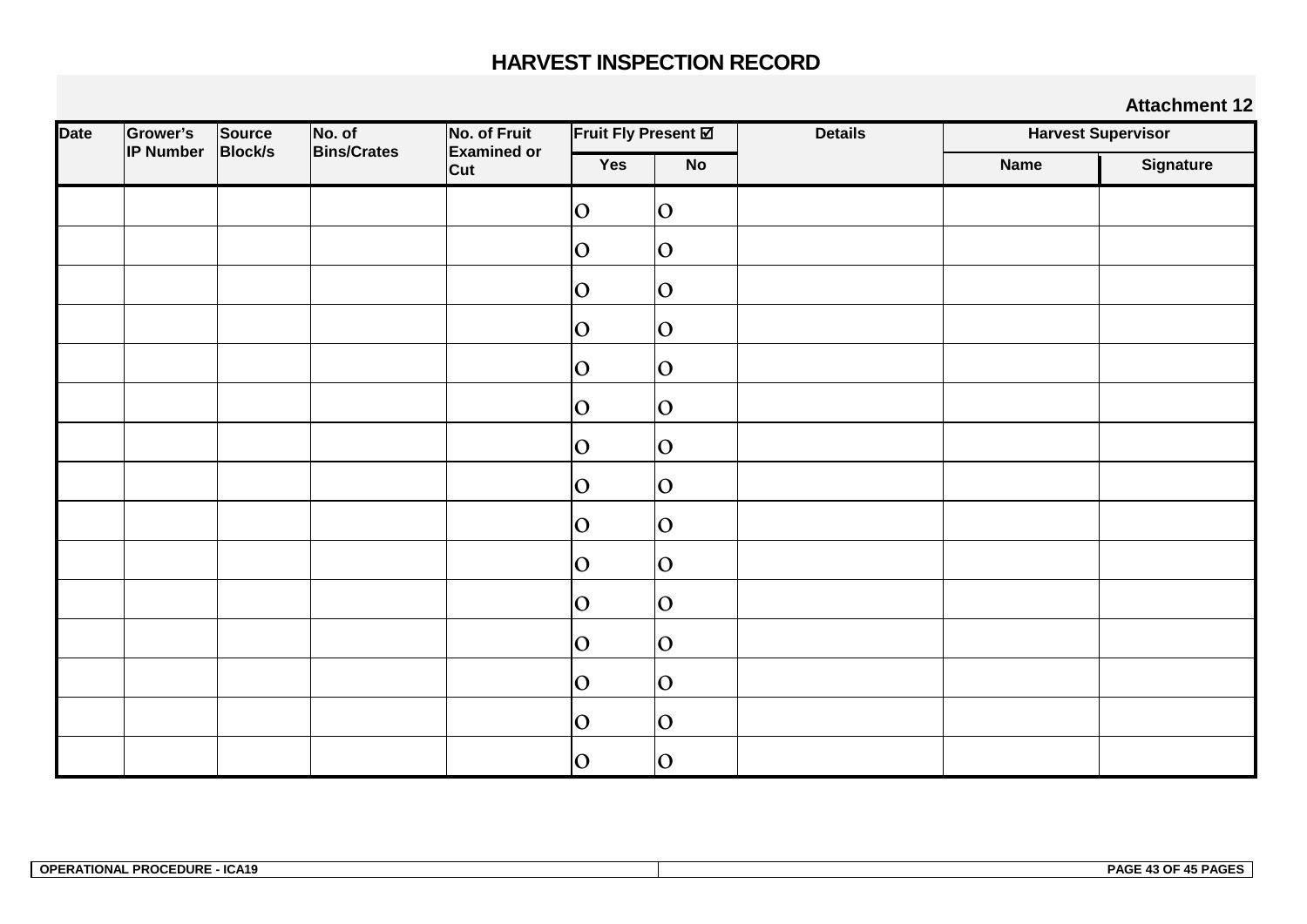# HARVEST INSPECTION RECORD

**Attachment 12**

| Date | Grower's IP Number | Source Block/s | No. of Bins/Crates | No. of Fruit Examined or Cut | Fruit Fly Present ☑ | | Details | Harvest Supervisor | |
|---|---|---|---|---|---|---|---|---|---|
| | | | | | Yes | No | | Name | Signature |
| | | | | | O | O | | | |
| | | | | | O | O | | | |
| | | | | | O | O | | | |
| | | | | | O | O | | | |
| | | | | | O | O | | | |
| | | | | | O | O | | | |
| | | | | | O | O | | | |
| | | | | | O | O | | | |
| | | | | | O | O | | | |
| | | | | | O | O | | | |
| | | | | | O | O | | | |
| | | | | | O | O | | | |
| | | | | | O | O | | | |
| | | | | | O | O | | | |
| | | | | | O | O | | | |

OPERATIONAL PROCEDURE - ICA19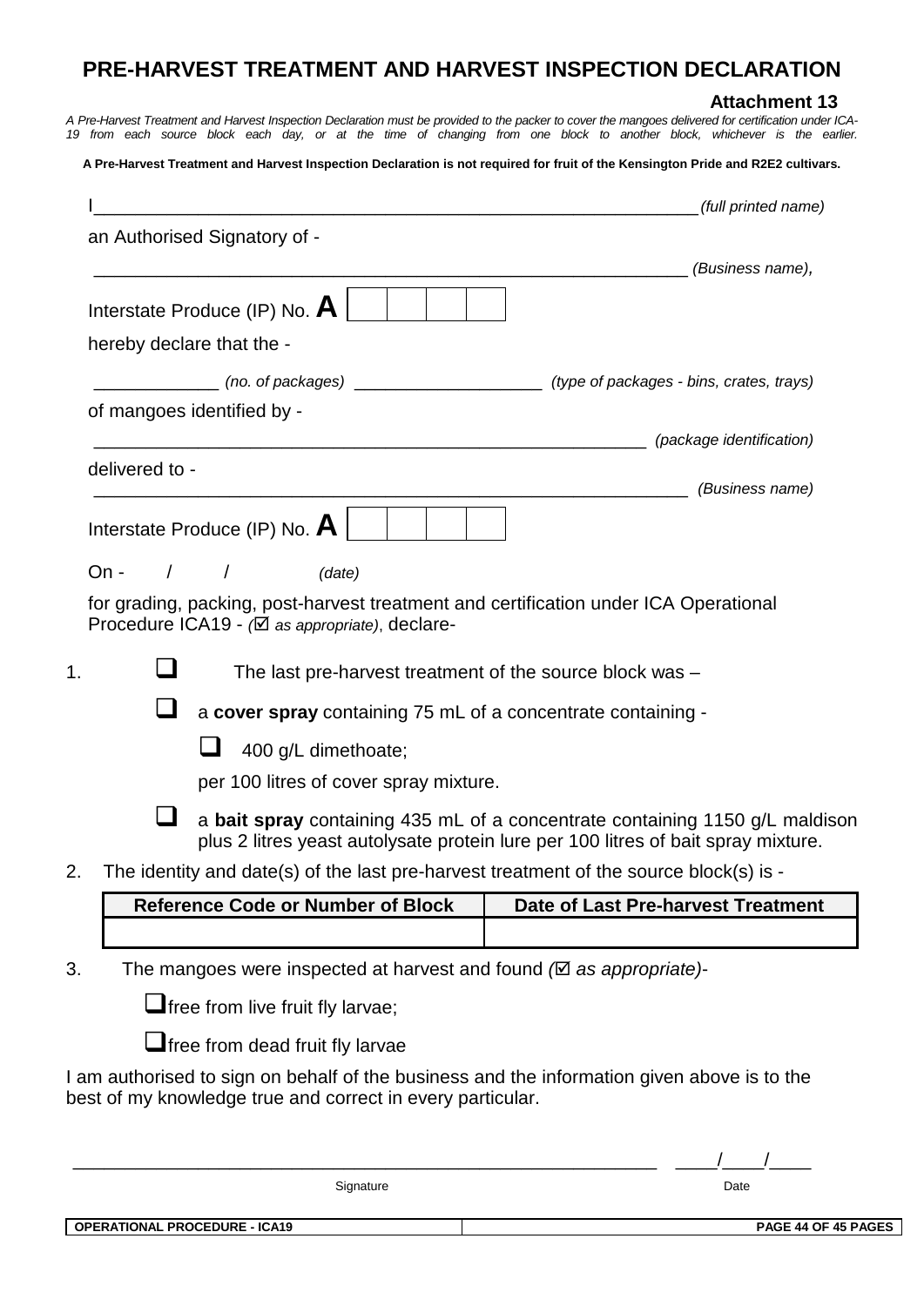# PRE-HARVEST TREATMENT AND HARVEST INSPECTION DECLARATION

**Attachment 13**

*A Pre-Harvest Treatment and Harvest Inspection Declaration must be provided to the packer to cover the mangoes delivered for certification under ICA-19 from each source block each day, or at the time of changing from one block to another block, whichever is the earlier.*

**A Pre-Harvest Treatment and Harvest Inspection Declaration is not required for fruit of the Kensington Pride and R2E2 cultivars.**

I_____________________________________________________________ *(full printed name)*

an Authorised Signatory of -

_____________________________________________________________ *(Business name),*

Interstate Produce (IP) No. **A** | | | | |

hereby declare that the -

_____________ *(no. of packages)* ____________________ *(type of packages - bins, crates, trays)*

of mangoes identified by -

_________________________________________________________ *(package identification)*

delivered to -

_____________________________________________________________ *(Business name)*

Interstate Produce (IP) No. **A** | | | | |

On - / / *(date)*

for grading, packing, post-harvest treatment and certification under ICA Operational Procedure ICA19 - *(☑ as appropriate)*, declare-

1. ☐ The last pre-harvest treatment of the source block was –

   ☐ a **cover spray** containing 75 mL of a concentrate containing -

   ☐ 400 g/L dimethoate;

   per 100 litres of cover spray mixture.

   ☐ a **bait spray** containing 435 mL of a concentrate containing 1150 g/L maldison plus 2 litres yeast autolysate protein lure per 100 litres of bait spray mixture.

2. The identity and date(s) of the last pre-harvest treatment of the source block(s) is -

| Reference Code or Number of Block | Date of Last Pre-harvest Treatment |
|---|---|
| | |

3. The mangoes were inspected at harvest and found *(☑ as appropriate)*-

   ☐free from live fruit fly larvae;

   ☐free from dead fruit fly larvae

I am authorised to sign on behalf of the business and the information given above is to the best of my knowledge true and correct in every particular.

_____________________________________________________________ ____/____/____

Signature Date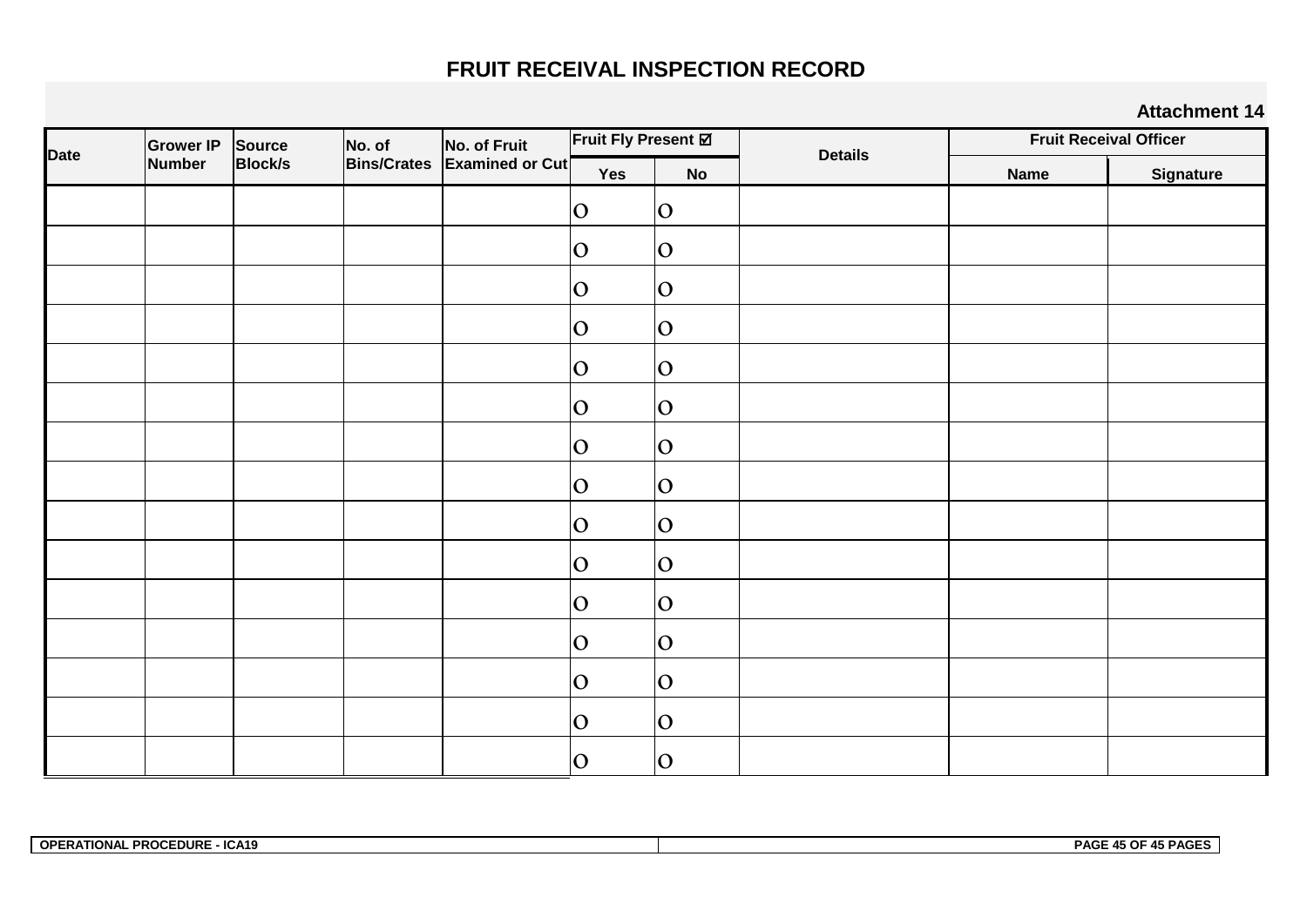# FRUIT RECEIVAL INSPECTION RECORD

**Attachment 14**

| Date | Grower IP Number | Source Block/s | No. of Bins/Crates | No. of Fruit Examined or Cut | Fruit Fly Present ☑ | | Details | Fruit Receival Officer | |
|---|---|---|---|---|---|---|---|---|---|
| | | | | | Yes | No | | Name | Signature |
| | | | | | O | O | | | |
| | | | | | O | O | | | |
| | | | | | O | O | | | |
| | | | | | O | O | | | |
| | | | | | O | O | | | |
| | | | | | O | O | | | |
| | | | | | O | O | | | |
| | | | | | O | O | | | |
| | | | | | O | O | | | |
| | | | | | O | O | | | |
| | | | | | O | O | | | |
| | | | | | O | O | | | |
| | | | | | O | O | | | |
| | | | | | O | O | | | |
| | | | | | O | O | | | |